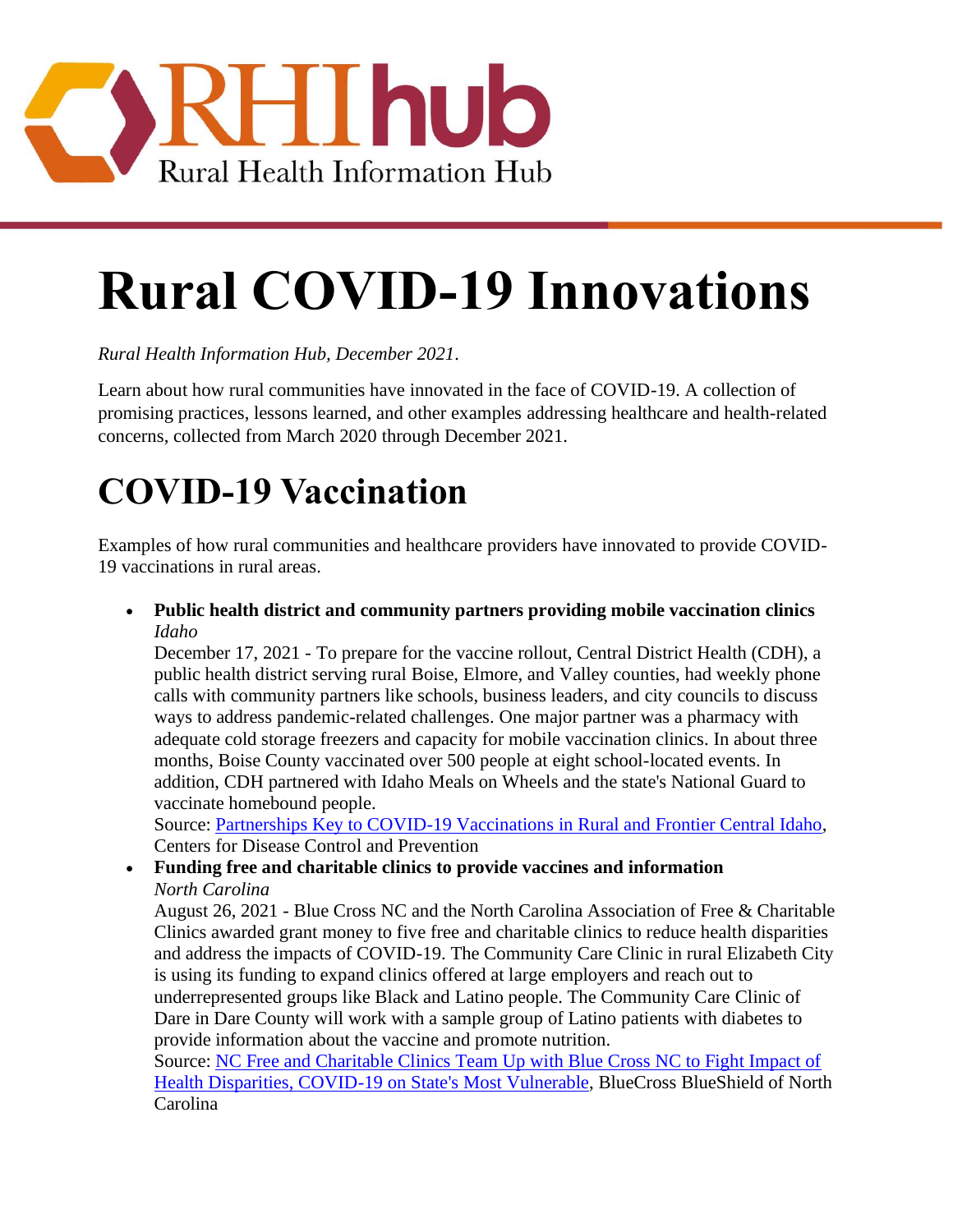# Rural COVID-19 Innovations

*Rural Health Information Hub, December 2021.*

Learn about how rural communities have innovated in the face of COVID-19. A collection of promising practices, lessons learned, and other examples addressing healthcare and health-related concerns, collected from March 2020 through December 2021.

## COVID-19 Vaccination

Examples of how rural communities and healthcare providers have innovated to provide COVID-19 vaccinations in rural areas.

- **Public health district and community partners providing mobile vaccination clinics**
  *Idaho*
  December 17, 2021 - To prepare for the vaccine rollout, Central District Health (CDH), a public health district serving rural Boise, Elmore, and Valley counties, had weekly phone calls with community partners like schools, business leaders, and city councils to discuss ways to address pandemic-related challenges. One major partner was a pharmacy with adequate cold storage freezers and capacity for mobile vaccination clinics. In about three months, Boise County vaccinated over 500 people at eight school-located events. In addition, CDH partnered with Idaho Meals on Wheels and the state's National Guard to vaccinate homebound people.
  Source: Partnerships Key to COVID-19 Vaccinations in Rural and Frontier Central Idaho, Centers for Disease Control and Prevention
- **Funding free and charitable clinics to provide vaccines and information**
  *North Carolina*
  August 26, 2021 - Blue Cross NC and the North Carolina Association of Free & Charitable Clinics awarded grant money to five free and charitable clinics to reduce health disparities and address the impacts of COVID-19. The Community Care Clinic in rural Elizabeth City is using its funding to expand clinics offered at large employers and reach out to underrepresented groups like Black and Latino people. The Community Care Clinic of Dare in Dare County will work with a sample group of Latino patients with diabetes to provide information about the vaccine and promote nutrition.
  Source: NC Free and Charitable Clinics Team Up with Blue Cross NC to Fight Impact of Health Disparities, COVID-19 on State's Most Vulnerable, BlueCross BlueShield of North Carolina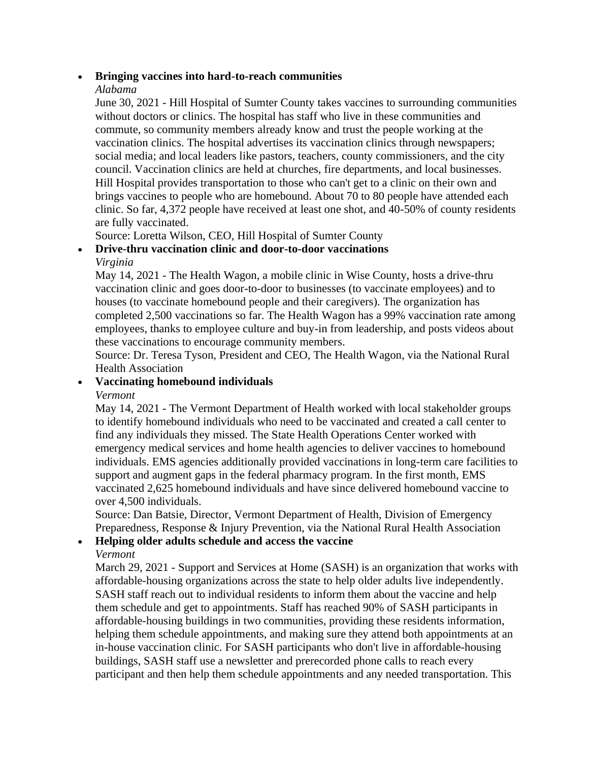- **Bringing vaccines into hard-to-reach communities**
  *Alabama*
  June 30, 2021 - Hill Hospital of Sumter County takes vaccines to surrounding communities without doctors or clinics. The hospital has staff who live in these communities and commute, so community members already know and trust the people working at the vaccination clinics. The hospital advertises its vaccination clinics through newspapers; social media; and local leaders like pastors, teachers, county commissioners, and the city council. Vaccination clinics are held at churches, fire departments, and local businesses. Hill Hospital provides transportation to those who can't get to a clinic on their own and brings vaccines to people who are homebound. About 70 to 80 people have attended each clinic. So far, 4,372 people have received at least one shot, and 40-50% of county residents are fully vaccinated.
  Source: Loretta Wilson, CEO, Hill Hospital of Sumter County
- **Drive-thru vaccination clinic and door-to-door vaccinations**
  *Virginia*
  May 14, 2021 - The Health Wagon, a mobile clinic in Wise County, hosts a drive-thru vaccination clinic and goes door-to-door to businesses (to vaccinate employees) and to houses (to vaccinate homebound people and their caregivers). The organization has completed 2,500 vaccinations so far. The Health Wagon has a 99% vaccination rate among employees, thanks to employee culture and buy-in from leadership, and posts videos about these vaccinations to encourage community members.
  Source: Dr. Teresa Tyson, President and CEO, The Health Wagon, via the National Rural Health Association
- **Vaccinating homebound individuals**
  *Vermont*
  May 14, 2021 - The Vermont Department of Health worked with local stakeholder groups to identify homebound individuals who need to be vaccinated and created a call center to find any individuals they missed. The State Health Operations Center worked with emergency medical services and home health agencies to deliver vaccines to homebound individuals. EMS agencies additionally provided vaccinations in long-term care facilities to support and augment gaps in the federal pharmacy program. In the first month, EMS vaccinated 2,625 homebound individuals and have since delivered homebound vaccine to over 4,500 individuals.
  Source: Dan Batsie, Director, Vermont Department of Health, Division of Emergency Preparedness, Response & Injury Prevention, via the National Rural Health Association
- **Helping older adults schedule and access the vaccine**
  *Vermont*
  March 29, 2021 - Support and Services at Home (SASH) is an organization that works with affordable-housing organizations across the state to help older adults live independently. SASH staff reach out to individual residents to inform them about the vaccine and help them schedule and get to appointments. Staff has reached 90% of SASH participants in affordable-housing buildings in two communities, providing these residents information, helping them schedule appointments, and making sure they attend both appointments at an in-house vaccination clinic. For SASH participants who don't live in affordable-housing buildings, SASH staff use a newsletter and prerecorded phone calls to reach every participant and then help them schedule appointments and any needed transportation. This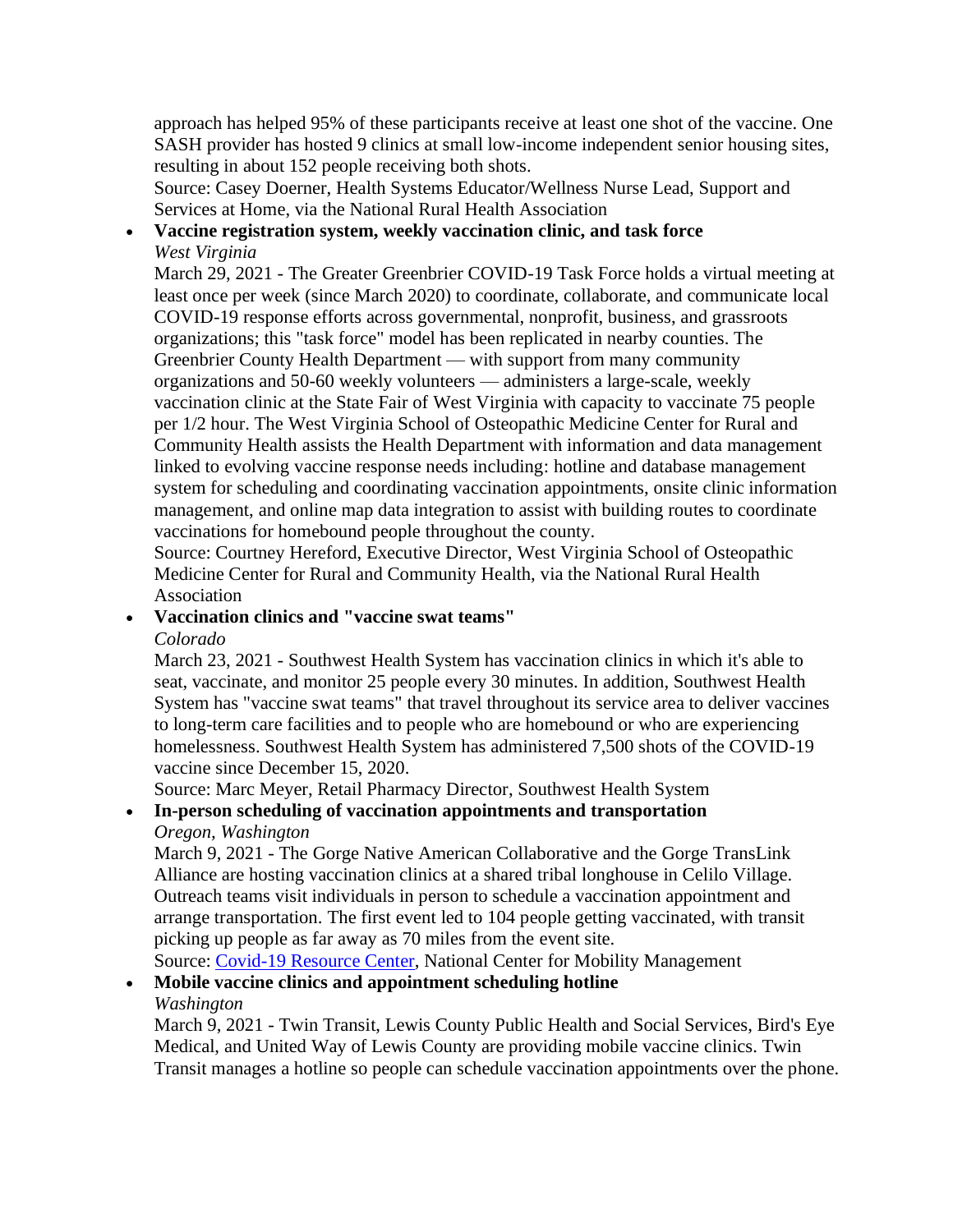approach has helped 95% of these participants receive at least one shot of the vaccine. One SASH provider has hosted 9 clinics at small low-income independent senior housing sites, resulting in about 152 people receiving both shots.
Source: Casey Doerner, Health Systems Educator/Wellness Nurse Lead, Support and Services at Home, via the National Rural Health Association

- **Vaccine registration system, weekly vaccination clinic, and task force**
  *West Virginia*
  March 29, 2021 - The Greater Greenbrier COVID-19 Task Force holds a virtual meeting at least once per week (since March 2020) to coordinate, collaborate, and communicate local COVID-19 response efforts across governmental, nonprofit, business, and grassroots organizations; this "task force" model has been replicated in nearby counties. The Greenbrier County Health Department — with support from many community organizations and 50-60 weekly volunteers — administers a large-scale, weekly vaccination clinic at the State Fair of West Virginia with capacity to vaccinate 75 people per 1/2 hour. The West Virginia School of Osteopathic Medicine Center for Rural and Community Health assists the Health Department with information and data management linked to evolving vaccine response needs including: hotline and database management system for scheduling and coordinating vaccination appointments, onsite clinic information management, and online map data integration to assist with building routes to coordinate vaccinations for homebound people throughout the county.
  Source: Courtney Hereford, Executive Director, West Virginia School of Osteopathic Medicine Center for Rural and Community Health, via the National Rural Health Association
- **Vaccination clinics and "vaccine swat teams"**
  *Colorado*
  March 23, 2021 - Southwest Health System has vaccination clinics in which it's able to seat, vaccinate, and monitor 25 people every 30 minutes. In addition, Southwest Health System has "vaccine swat teams" that travel throughout its service area to deliver vaccines to long-term care facilities and to people who are homebound or who are experiencing homelessness. Southwest Health System has administered 7,500 shots of the COVID-19 vaccine since December 15, 2020.
  Source: Marc Meyer, Retail Pharmacy Director, Southwest Health System
- **In-person scheduling of vaccination appointments and transportation**
  *Oregon, Washington*
  March 9, 2021 - The Gorge Native American Collaborative and the Gorge TransLink Alliance are hosting vaccination clinics at a shared tribal longhouse in Celilo Village. Outreach teams visit individuals in person to schedule a vaccination appointment and arrange transportation. The first event led to 104 people getting vaccinated, with transit picking up people as far away as 70 miles from the event site.
  Source: [Covid-19 Resource Center](), National Center for Mobility Management
- **Mobile vaccine clinics and appointment scheduling hotline**
  *Washington*
  March 9, 2021 - Twin Transit, Lewis County Public Health and Social Services, Bird's Eye Medical, and United Way of Lewis County are providing mobile vaccine clinics. Twin Transit manages a hotline so people can schedule vaccination appointments over the phone.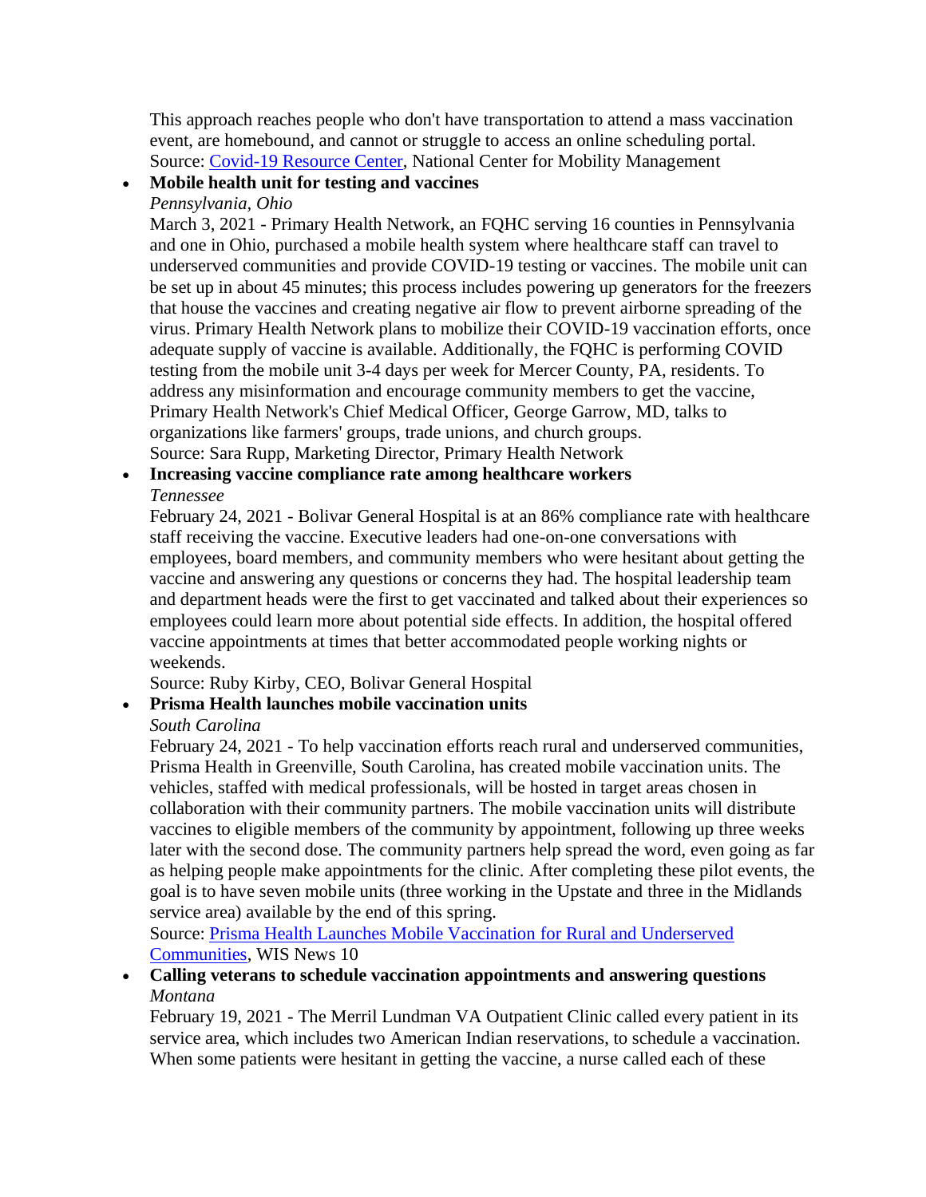This approach reaches people who don't have transportation to attend a mass vaccination event, are homebound, and cannot or struggle to access an online scheduling portal.
Source: [Covid-19 Resource Center](), National Center for Mobility Management

- **Mobile health unit for testing and vaccines**
  *Pennsylvania, Ohio*
  March 3, 2021 - Primary Health Network, an FQHC serving 16 counties in Pennsylvania and one in Ohio, purchased a mobile health system where healthcare staff can travel to underserved communities and provide COVID-19 testing or vaccines. The mobile unit can be set up in about 45 minutes; this process includes powering up generators for the freezers that house the vaccines and creating negative air flow to prevent airborne spreading of the virus. Primary Health Network plans to mobilize their COVID-19 vaccination efforts, once adequate supply of vaccine is available. Additionally, the FQHC is performing COVID testing from the mobile unit 3-4 days per week for Mercer County, PA, residents. To address any misinformation and encourage community members to get the vaccine, Primary Health Network's Chief Medical Officer, George Garrow, MD, talks to organizations like farmers' groups, trade unions, and church groups.
  Source: Sara Rupp, Marketing Director, Primary Health Network
- **Increasing vaccine compliance rate among healthcare workers**
  *Tennessee*
  February 24, 2021 - Bolivar General Hospital is at an 86% compliance rate with healthcare staff receiving the vaccine. Executive leaders had one-on-one conversations with employees, board members, and community members who were hesitant about getting the vaccine and answering any questions or concerns they had. The hospital leadership team and department heads were the first to get vaccinated and talked about their experiences so employees could learn more about potential side effects. In addition, the hospital offered vaccine appointments at times that better accommodated people working nights or weekends.
  Source: Ruby Kirby, CEO, Bolivar General Hospital
- **Prisma Health launches mobile vaccination units**
  *South Carolina*
  February 24, 2021 - To help vaccination efforts reach rural and underserved communities, Prisma Health in Greenville, South Carolina, has created mobile vaccination units. The vehicles, staffed with medical professionals, will be hosted in target areas chosen in collaboration with their community partners. The mobile vaccination units will distribute vaccines to eligible members of the community by appointment, following up three weeks later with the second dose. The community partners help spread the word, even going as far as helping people make appointments for the clinic. After completing these pilot events, the goal is to have seven mobile units (three working in the Upstate and three in the Midlands service area) available by the end of this spring.
  Source: [Prisma Health Launches Mobile Vaccination for Rural and Underserved Communities](), WIS News 10
- **Calling veterans to schedule vaccination appointments and answering questions**
  *Montana*
  February 19, 2021 - The Merril Lundman VA Outpatient Clinic called every patient in its service area, which includes two American Indian reservations, to schedule a vaccination. When some patients were hesitant in getting the vaccine, a nurse called each of these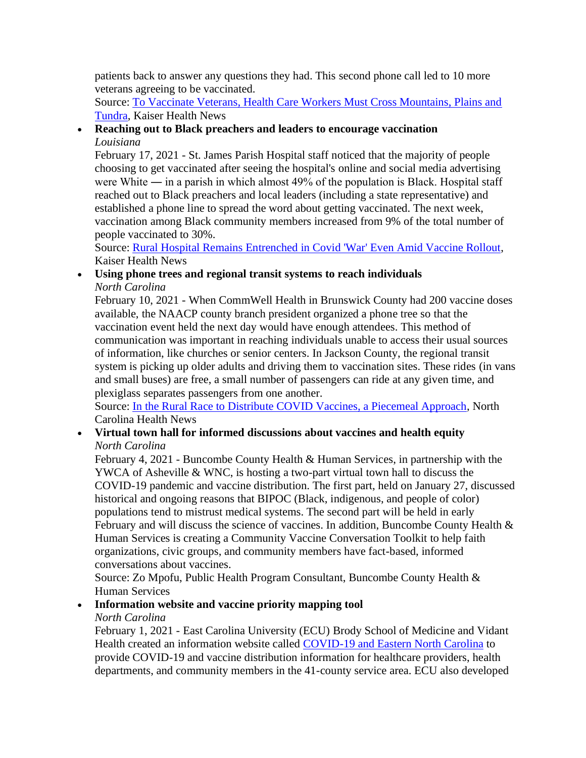patients back to answer any questions they had. This second phone call led to 10 more veterans agreeing to be vaccinated.
Source: [To Vaccinate Veterans, Health Care Workers Must Cross Mountains, Plains and Tundra](), Kaiser Health News

- **Reaching out to Black preachers and leaders to encourage vaccination**
  *Louisiana*
  February 17, 2021 - St. James Parish Hospital staff noticed that the majority of people choosing to get vaccinated after seeing the hospital's online and social media advertising were White — in a parish in which almost 49% of the population is Black. Hospital staff reached out to Black preachers and local leaders (including a state representative) and established a phone line to spread the word about getting vaccinated. The next week, vaccination among Black community members increased from 9% of the total number of people vaccinated to 30%.
  Source: [Rural Hospital Remains Entrenched in Covid 'War' Even Amid Vaccine Rollout](), Kaiser Health News
- **Using phone trees and regional transit systems to reach individuals**
  *North Carolina*
  February 10, 2021 - When CommWell Health in Brunswick County had 200 vaccine doses available, the NAACP county branch president organized a phone tree so that the vaccination event held the next day would have enough attendees. This method of communication was important in reaching individuals unable to access their usual sources of information, like churches or senior centers. In Jackson County, the regional transit system is picking up older adults and driving them to vaccination sites. These rides (in vans and small buses) are free, a small number of passengers can ride at any given time, and plexiglass separates passengers from one another.
  Source: [In the Rural Race to Distribute COVID Vaccines, a Piecemeal Approach](), North Carolina Health News
- **Virtual town hall for informed discussions about vaccines and health equity**
  *North Carolina*
  February 4, 2021 - Buncombe County Health & Human Services, in partnership with the YWCA of Asheville & WNC, is hosting a two-part virtual town hall to discuss the COVID-19 pandemic and vaccine distribution. The first part, held on January 27, discussed historical and ongoing reasons that BIPOC (Black, indigenous, and people of color) populations tend to mistrust medical systems. The second part will be held in early February and will discuss the science of vaccines. In addition, Buncombe County Health & Human Services is creating a Community Vaccine Conversation Toolkit to help faith organizations, civic groups, and community members have fact-based, informed conversations about vaccines.
  Source: Zo Mpofu, Public Health Program Consultant, Buncombe County Health & Human Services
- **Information website and vaccine priority mapping tool**
  *North Carolina*
  February 1, 2021 - East Carolina University (ECU) Brody School of Medicine and Vidant Health created an information website called [COVID-19 and Eastern North Carolina]() to provide COVID-19 and vaccine distribution information for healthcare providers, health departments, and community members in the 41-county service area. ECU also developed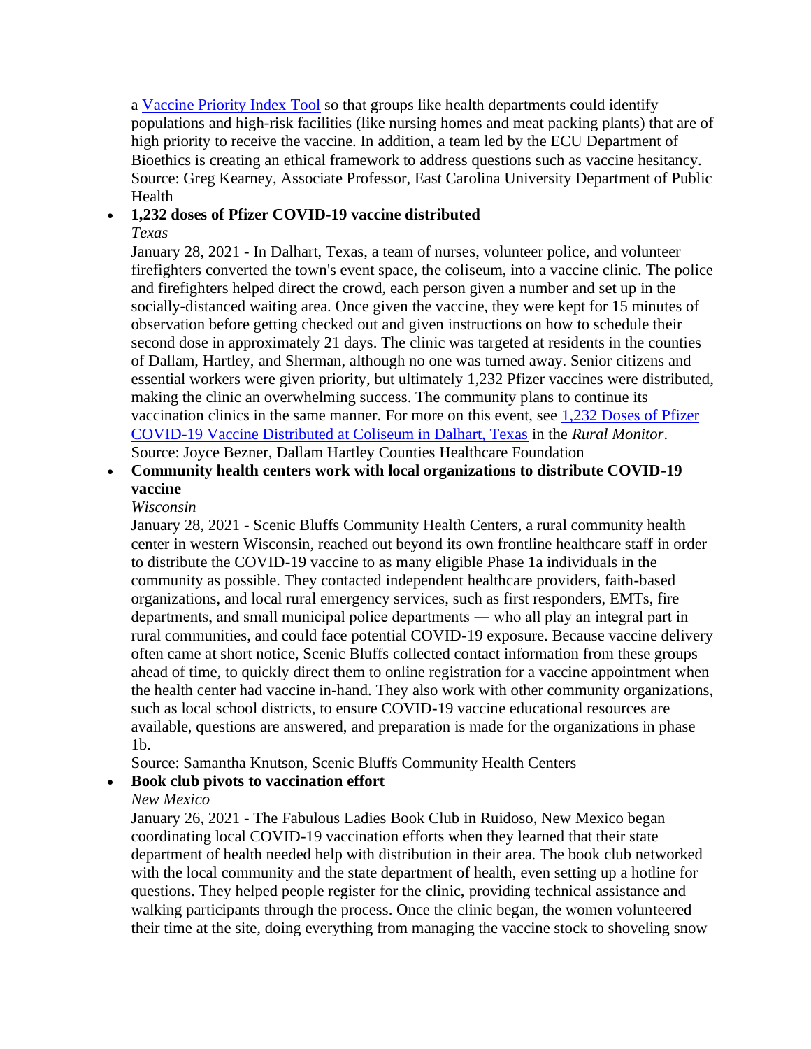a [Vaccine Priority Index Tool] so that groups like health departments could identify populations and high-risk facilities (like nursing homes and meat packing plants) that are of high priority to receive the vaccine. In addition, a team led by the ECU Department of Bioethics is creating an ethical framework to address questions such as vaccine hesitancy.
Source: Greg Kearney, Associate Professor, East Carolina University Department of Public Health

- **1,232 doses of Pfizer COVID-19 vaccine distributed**
  *Texas*
  January 28, 2021 - In Dalhart, Texas, a team of nurses, volunteer police, and volunteer firefighters converted the town's event space, the coliseum, into a vaccine clinic. The police and firefighters helped direct the crowd, each person given a number and set up in the socially-distanced waiting area. Once given the vaccine, they were kept for 15 minutes of observation before getting checked out and given instructions on how to schedule their second dose in approximately 21 days. The clinic was targeted at residents in the counties of Dallam, Hartley, and Sherman, although no one was turned away. Senior citizens and essential workers were given priority, but ultimately 1,232 Pfizer vaccines were distributed, making the clinic an overwhelming success. The community plans to continue its vaccination clinics in the same manner. For more on this event, see [1,232 Doses of Pfizer COVID-19 Vaccine Distributed at Coliseum in Dalhart, Texas] in the *Rural Monitor*.
  Source: Joyce Bezner, Dallam Hartley Counties Healthcare Foundation
- **Community health centers work with local organizations to distribute COVID-19 vaccine**
  *Wisconsin*
  January 28, 2021 - Scenic Bluffs Community Health Centers, a rural community health center in western Wisconsin, reached out beyond its own frontline healthcare staff in order to distribute the COVID-19 vaccine to as many eligible Phase 1a individuals in the community as possible. They contacted independent healthcare providers, faith-based organizations, and local rural emergency services, such as first responders, EMTs, fire departments, and small municipal police departments — who all play an integral part in rural communities, and could face potential COVID-19 exposure. Because vaccine delivery often came at short notice, Scenic Bluffs collected contact information from these groups ahead of time, to quickly direct them to online registration for a vaccine appointment when the health center had vaccine in-hand. They also work with other community organizations, such as local school districts, to ensure COVID-19 vaccine educational resources are available, questions are answered, and preparation is made for the organizations in phase 1b.
  Source: Samantha Knutson, Scenic Bluffs Community Health Centers
- **Book club pivots to vaccination effort**
  *New Mexico*
  January 26, 2021 - The Fabulous Ladies Book Club in Ruidoso, New Mexico began coordinating local COVID-19 vaccination efforts when they learned that their state department of health needed help with distribution in their area. The book club networked with the local community and the state department of health, even setting up a hotline for questions. They helped people register for the clinic, providing technical assistance and walking participants through the process. Once the clinic began, the women volunteered their time at the site, doing everything from managing the vaccine stock to shoveling snow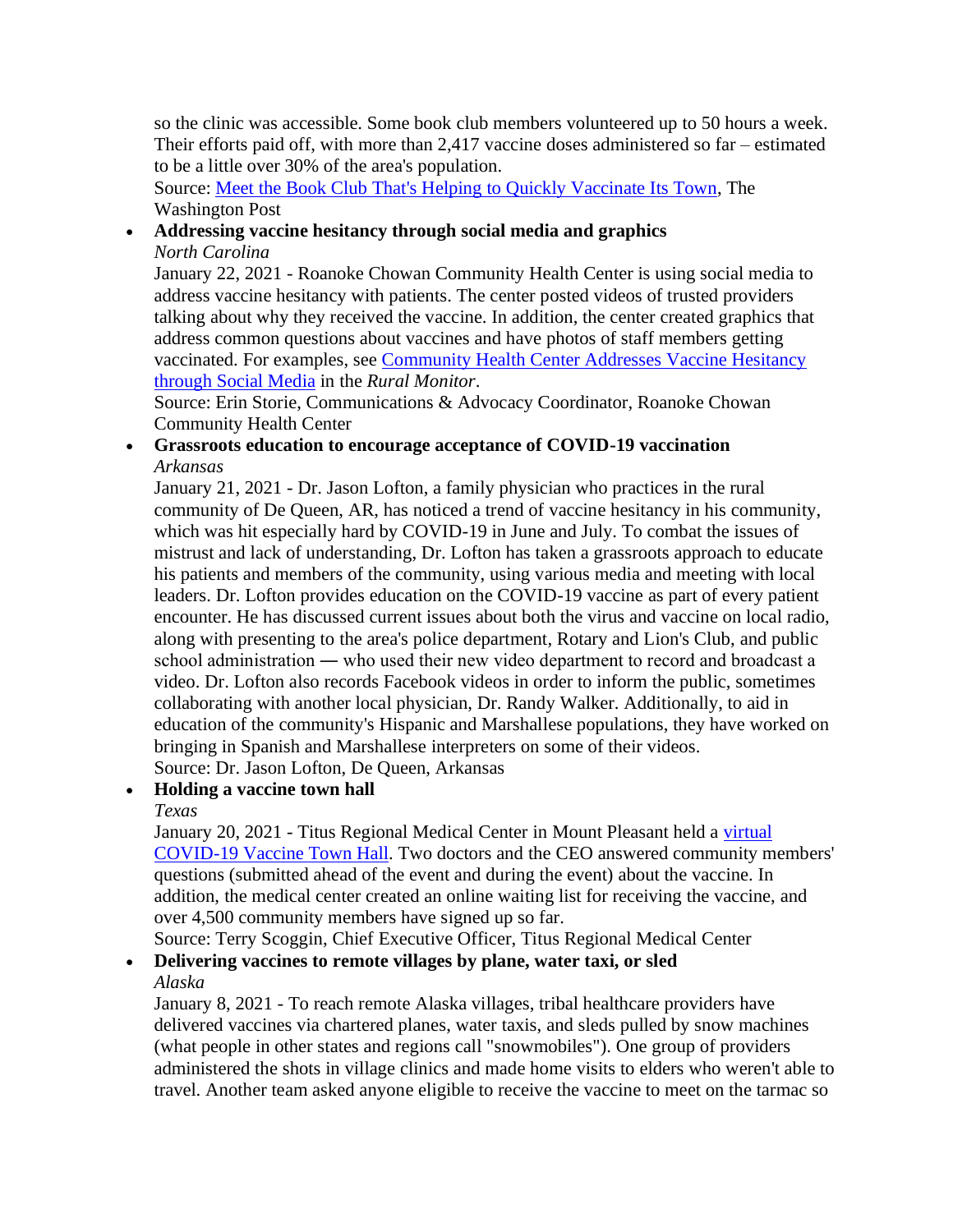so the clinic was accessible. Some book club members volunteered up to 50 hours a week. Their efforts paid off, with more than 2,417 vaccine doses administered so far – estimated to be a little over 30% of the area's population.
Source: [Meet the Book Club That's Helping to Quickly Vaccinate Its Town](), The Washington Post

- **Addressing vaccine hesitancy through social media and graphics**
  *North Carolina*
  January 22, 2021 - Roanoke Chowan Community Health Center is using social media to address vaccine hesitancy with patients. The center posted videos of trusted providers talking about why they received the vaccine. In addition, the center created graphics that address common questions about vaccines and have photos of staff members getting vaccinated. For examples, see [Community Health Center Addresses Vaccine Hesitancy through Social Media]() in the *Rural Monitor*.
  Source: Erin Storie, Communications & Advocacy Coordinator, Roanoke Chowan Community Health Center
- **Grassroots education to encourage acceptance of COVID-19 vaccination**
  *Arkansas*
  January 21, 2021 - Dr. Jason Lofton, a family physician who practices in the rural community of De Queen, AR, has noticed a trend of vaccine hesitancy in his community, which was hit especially hard by COVID-19 in June and July. To combat the issues of mistrust and lack of understanding, Dr. Lofton has taken a grassroots approach to educate his patients and members of the community, using various media and meeting with local leaders. Dr. Lofton provides education on the COVID-19 vaccine as part of every patient encounter. He has discussed current issues about both the virus and vaccine on local radio, along with presenting to the area's police department, Rotary and Lion's Club, and public school administration — who used their new video department to record and broadcast a video. Dr. Lofton also records Facebook videos in order to inform the public, sometimes collaborating with another local physician, Dr. Randy Walker. Additionally, to aid in education of the community's Hispanic and Marshallese populations, they have worked on bringing in Spanish and Marshallese interpreters on some of their videos.
  Source: Dr. Jason Lofton, De Queen, Arkansas
- **Holding a vaccine town hall**
  *Texas*
  January 20, 2021 - Titus Regional Medical Center in Mount Pleasant held a [virtual COVID-19 Vaccine Town Hall](). Two doctors and the CEO answered community members' questions (submitted ahead of the event and during the event) about the vaccine. In addition, the medical center created an online waiting list for receiving the vaccine, and over 4,500 community members have signed up so far.
  Source: Terry Scoggin, Chief Executive Officer, Titus Regional Medical Center
- **Delivering vaccines to remote villages by plane, water taxi, or sled**
  *Alaska*
  January 8, 2021 - To reach remote Alaska villages, tribal healthcare providers have delivered vaccines via chartered planes, water taxis, and sleds pulled by snow machines (what people in other states and regions call "snowmobiles"). One group of providers administered the shots in village clinics and made home visits to elders who weren't able to travel. Another team asked anyone eligible to receive the vaccine to meet on the tarmac so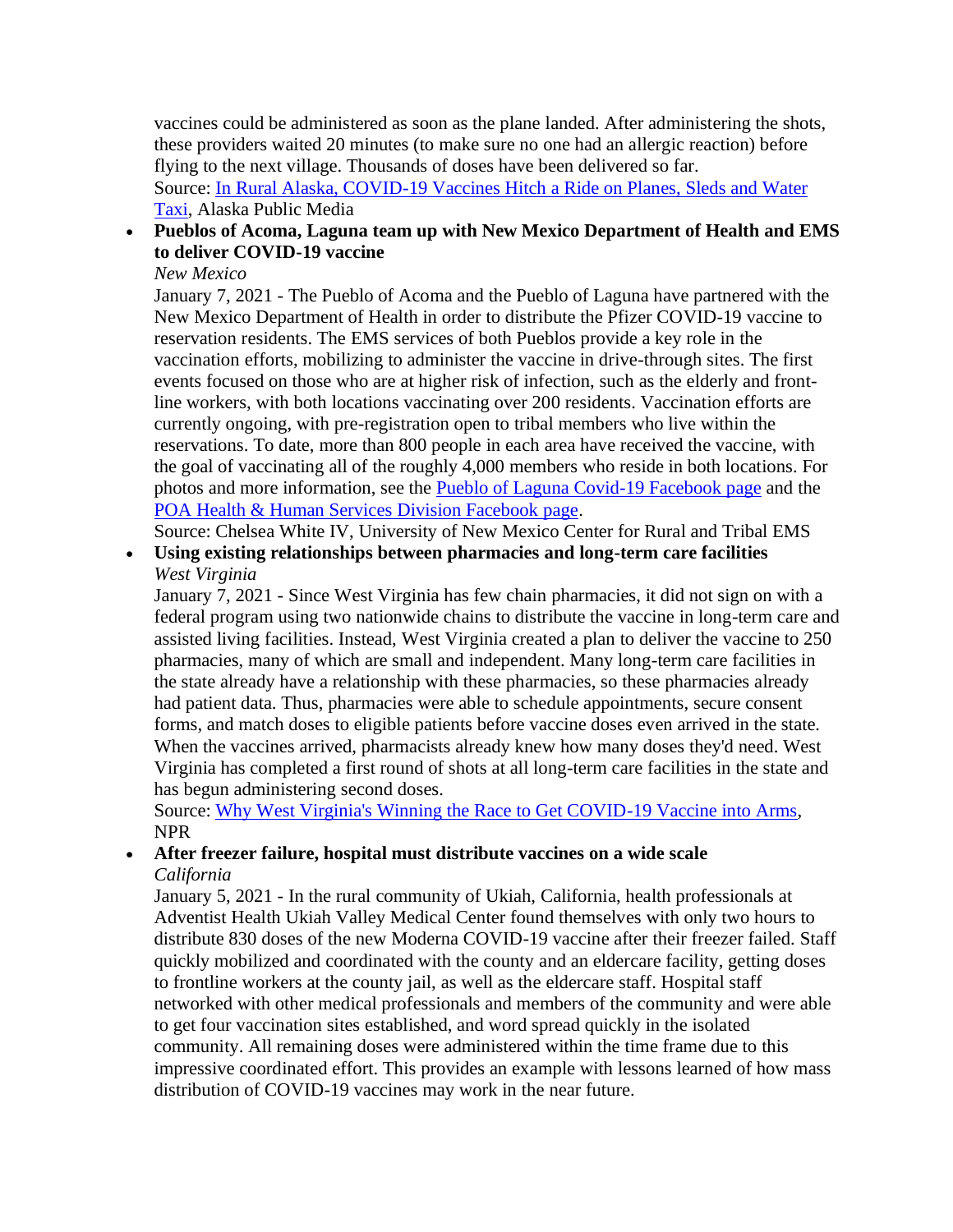vaccines could be administered as soon as the plane landed. After administering the shots, these providers waited 20 minutes (to make sure no one had an allergic reaction) before flying to the next village. Thousands of doses have been delivered so far.
Source: [In Rural Alaska, COVID-19 Vaccines Hitch a Ride on Planes, Sleds and Water Taxi](), Alaska Public Media

- **Pueblos of Acoma, Laguna team up with New Mexico Department of Health and EMS to deliver COVID-19 vaccine**
  *New Mexico*
  January 7, 2021 - The Pueblo of Acoma and the Pueblo of Laguna have partnered with the New Mexico Department of Health in order to distribute the Pfizer COVID-19 vaccine to reservation residents. The EMS services of both Pueblos provide a key role in the vaccination efforts, mobilizing to administer the vaccine in drive-through sites. The first events focused on those who are at higher risk of infection, such as the elderly and front-line workers, with both locations vaccinating over 200 residents. Vaccination efforts are currently ongoing, with pre-registration open to tribal members who live within the reservations. To date, more than 800 people in each area have received the vaccine, with the goal of vaccinating all of the roughly 4,000 members who reside in both locations. For photos and more information, see the [Pueblo of Laguna Covid-19 Facebook page]() and the [POA Health & Human Services Division Facebook page]().
  Source: Chelsea White IV, University of New Mexico Center for Rural and Tribal EMS

- **Using existing relationships between pharmacies and long-term care facilities**
  *West Virginia*
  January 7, 2021 - Since West Virginia has few chain pharmacies, it did not sign on with a federal program using two nationwide chains to distribute the vaccine in long-term care and assisted living facilities. Instead, West Virginia created a plan to deliver the vaccine to 250 pharmacies, many of which are small and independent. Many long-term care facilities in the state already have a relationship with these pharmacies, so these pharmacies already had patient data. Thus, pharmacies were able to schedule appointments, secure consent forms, and match doses to eligible patients before vaccine doses even arrived in the state. When the vaccines arrived, pharmacists already knew how many doses they'd need. West Virginia has completed a first round of shots at all long-term care facilities in the state and has begun administering second doses.
  Source: [Why West Virginia's Winning the Race to Get COVID-19 Vaccine into Arms](), NPR

- **After freezer failure, hospital must distribute vaccines on a wide scale**
  *California*
  January 5, 2021 - In the rural community of Ukiah, California, health professionals at Adventist Health Ukiah Valley Medical Center found themselves with only two hours to distribute 830 doses of the new Moderna COVID-19 vaccine after their freezer failed. Staff quickly mobilized and coordinated with the county and an eldercare facility, getting doses to frontline workers at the county jail, as well as the eldercare staff. Hospital staff networked with other medical professionals and members of the community and were able to get four vaccination sites established, and word spread quickly in the isolated community. All remaining doses were administered within the time frame due to this impressive coordinated effort. This provides an example with lessons learned of how mass distribution of COVID-19 vaccines may work in the near future.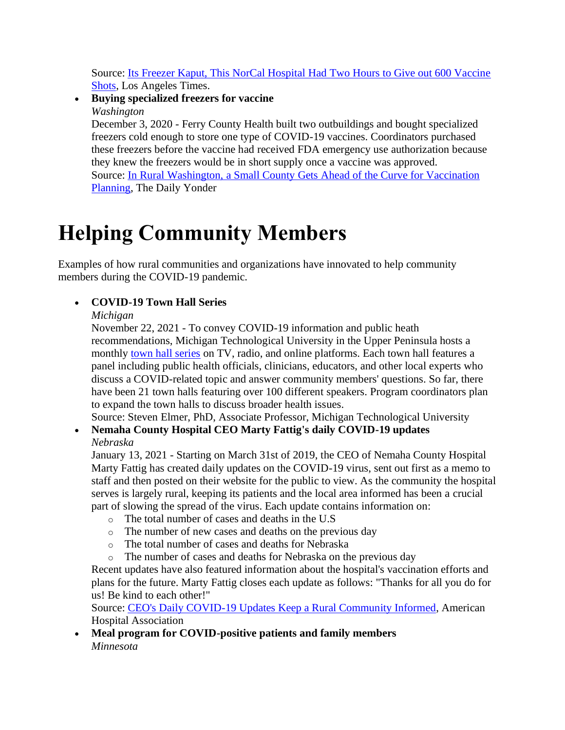Source: [Its Freezer Kaput, This NorCal Hospital Had Two Hours to Give out 600 Vaccine Shots](), Los Angeles Times.

- **Buying specialized freezers for vaccine**
  *Washington*
  December 3, 2020 - Ferry County Health built two outbuildings and bought specialized freezers cold enough to store one type of COVID-19 vaccines. Coordinators purchased these freezers before the vaccine had received FDA emergency use authorization because they knew the freezers would be in short supply once a vaccine was approved.
  Source: [In Rural Washington, a Small County Gets Ahead of the Curve for Vaccination Planning](), The Daily Yonder

# Helping Community Members

Examples of how rural communities and organizations have innovated to help community members during the COVID-19 pandemic.

- **COVID-19 Town Hall Series**
  *Michigan*
  November 22, 2021 - To convey COVID-19 information and public heath recommendations, Michigan Technological University in the Upper Peninsula hosts a monthly [town hall series]() on TV, radio, and online platforms. Each town hall features a panel including public health officials, clinicians, educators, and other local experts who discuss a COVID-related topic and answer community members' questions. So far, there have been 21 town halls featuring over 100 different speakers. Program coordinators plan to expand the town halls to discuss broader health issues.
  Source: Steven Elmer, PhD, Associate Professor, Michigan Technological University
- **Nemaha County Hospital CEO Marty Fattig's daily COVID-19 updates**
  *Nebraska*
  January 13, 2021 - Starting on March 31st of 2019, the CEO of Nemaha County Hospital Marty Fattig has created daily updates on the COVID-19 virus, sent out first as a memo to staff and then posted on their website for the public to view. As the community the hospital serves is largely rural, keeping its patients and the local area informed has been a crucial part of slowing the spread of the virus. Each update contains information on:
  - The total number of cases and deaths in the U.S
  - The number of new cases and deaths on the previous day
  - The total number of cases and deaths for Nebraska
  - The number of cases and deaths for Nebraska on the previous day

  Recent updates have also featured information about the hospital's vaccination efforts and plans for the future. Marty Fattig closes each update as follows: "Thanks for all you do for us! Be kind to each other!"
  Source: [CEO's Daily COVID-19 Updates Keep a Rural Community Informed](), American Hospital Association
- **Meal program for COVID-positive patients and family members**
  *Minnesota*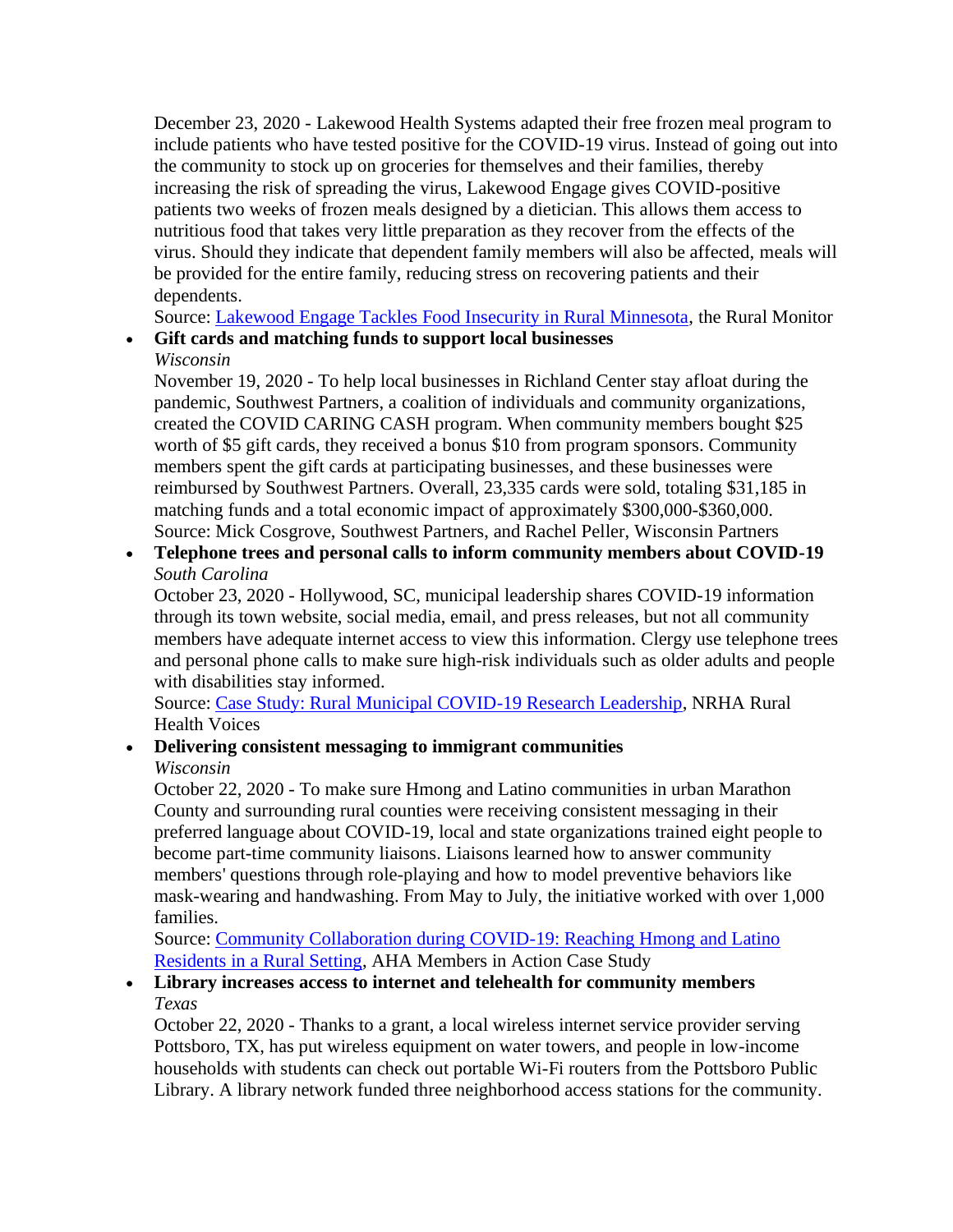December 23, 2020 - Lakewood Health Systems adapted their free frozen meal program to include patients who have tested positive for the COVID-19 virus. Instead of going out into the community to stock up on groceries for themselves and their families, thereby increasing the risk of spreading the virus, Lakewood Engage gives COVID-positive patients two weeks of frozen meals designed by a dietician. This allows them access to nutritious food that takes very little preparation as they recover from the effects of the virus. Should they indicate that dependent family members will also be affected, meals will be provided for the entire family, reducing stress on recovering patients and their dependents.
Source: [Lakewood Engage Tackles Food Insecurity in Rural Minnesota](), the Rural Monitor

- **Gift cards and matching funds to support local businesses**
  *Wisconsin*
  November 19, 2020 - To help local businesses in Richland Center stay afloat during the pandemic, Southwest Partners, a coalition of individuals and community organizations, created the COVID CARING CASH program. When community members bought $25 worth of $5 gift cards, they received a bonus $10 from program sponsors. Community members spent the gift cards at participating businesses, and these businesses were reimbursed by Southwest Partners. Overall, 23,335 cards were sold, totaling $31,185 in matching funds and a total economic impact of approximately $300,000-$360,000.
  Source: Mick Cosgrove, Southwest Partners, and Rachel Peller, Wisconsin Partners

- **Telephone trees and personal calls to inform community members about COVID-19**
  *South Carolina*
  October 23, 2020 - Hollywood, SC, municipal leadership shares COVID-19 information through its town website, social media, email, and press releases, but not all community members have adequate internet access to view this information. Clergy use telephone trees and personal phone calls to make sure high-risk individuals such as older adults and people with disabilities stay informed.
  Source: [Case Study: Rural Municipal COVID-19 Research Leadership](), NRHA Rural Health Voices

- **Delivering consistent messaging to immigrant communities**
  *Wisconsin*
  October 22, 2020 - To make sure Hmong and Latino communities in urban Marathon County and surrounding rural counties were receiving consistent messaging in their preferred language about COVID-19, local and state organizations trained eight people to become part-time community liaisons. Liaisons learned how to answer community members' questions through role-playing and how to model preventive behaviors like mask-wearing and handwashing. From May to July, the initiative worked with over 1,000 families.
  Source: [Community Collaboration during COVID-19: Reaching Hmong and Latino Residents in a Rural Setting](), AHA Members in Action Case Study

- **Library increases access to internet and telehealth for community members**
  *Texas*
  October 22, 2020 - Thanks to a grant, a local wireless internet service provider serving Pottsboro, TX, has put wireless equipment on water towers, and people in low-income households with students can check out portable Wi-Fi routers from the Pottsboro Public Library. A library network funded three neighborhood access stations for the community.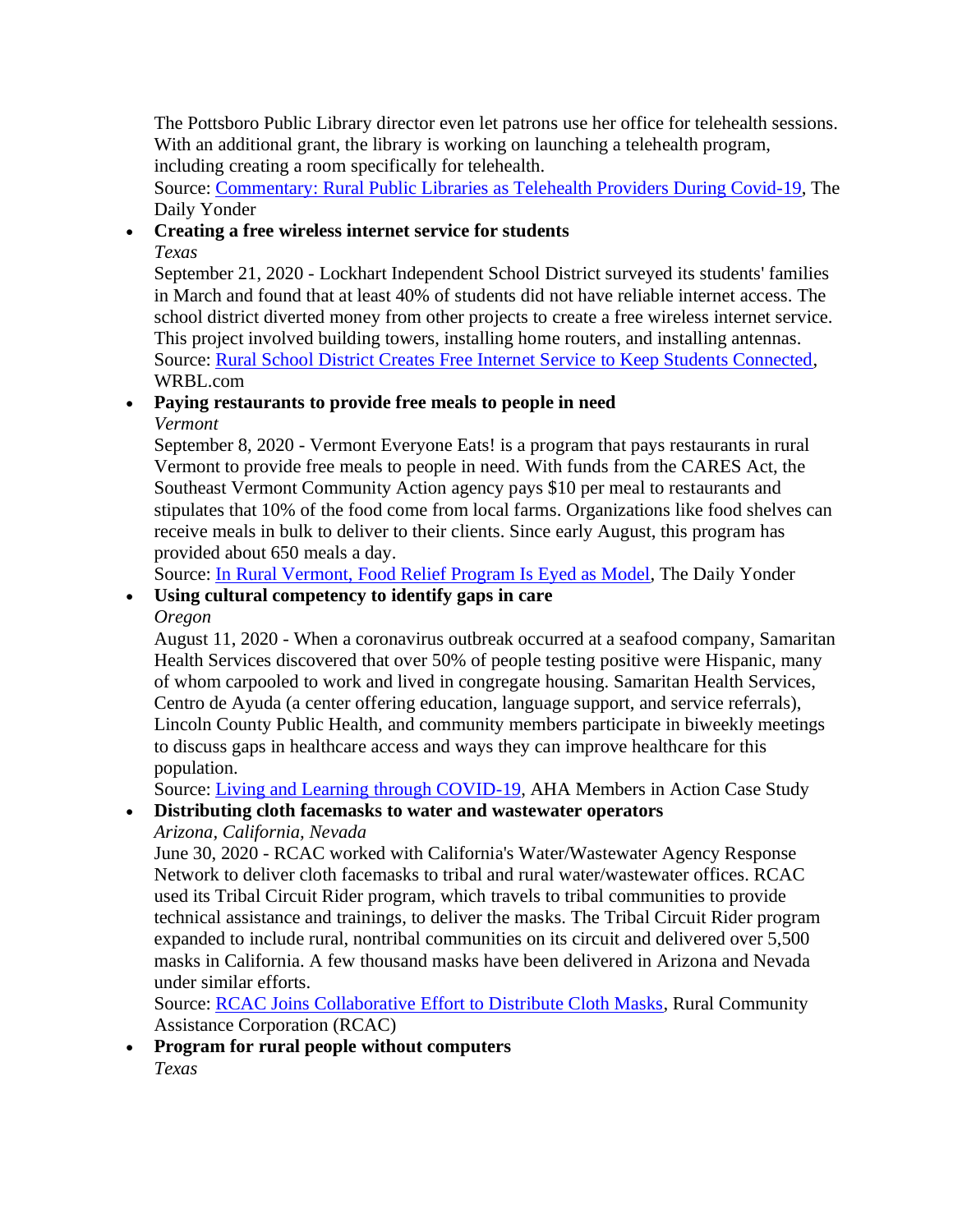The Pottsboro Public Library director even let patrons use her office for telehealth sessions. With an additional grant, the library is working on launching a telehealth program, including creating a room specifically for telehealth.
Source: [Commentary: Rural Public Libraries as Telehealth Providers During Covid-19](), The Daily Yonder

- **Creating a free wireless internet service for students**
  *Texas*
  September 21, 2020 - Lockhart Independent School District surveyed its students' families in March and found that at least 40% of students did not have reliable internet access. The school district diverted money from other projects to create a free wireless internet service. This project involved building towers, installing home routers, and installing antennas.
  Source: [Rural School District Creates Free Internet Service to Keep Students Connected](), WRBL.com
- **Paying restaurants to provide free meals to people in need**
  *Vermont*
  September 8, 2020 - Vermont Everyone Eats! is a program that pays restaurants in rural Vermont to provide free meals to people in need. With funds from the CARES Act, the Southeast Vermont Community Action agency pays $10 per meal to restaurants and stipulates that 10% of the food come from local farms. Organizations like food shelves can receive meals in bulk to deliver to their clients. Since early August, this program has provided about 650 meals a day.
  Source: [In Rural Vermont, Food Relief Program Is Eyed as Model](), The Daily Yonder
- **Using cultural competency to identify gaps in care**
  *Oregon*
  August 11, 2020 - When a coronavirus outbreak occurred at a seafood company, Samaritan Health Services discovered that over 50% of people testing positive were Hispanic, many of whom carpooled to work and lived in congregate housing. Samaritan Health Services, Centro de Ayuda (a center offering education, language support, and service referrals), Lincoln County Public Health, and community members participate in biweekly meetings to discuss gaps in healthcare access and ways they can improve healthcare for this population.
  Source: [Living and Learning through COVID-19](), AHA Members in Action Case Study
- **Distributing cloth facemasks to water and wastewater operators**
  *Arizona, California, Nevada*
  June 30, 2020 - RCAC worked with California's Water/Wastewater Agency Response Network to deliver cloth facemasks to tribal and rural water/wastewater offices. RCAC used its Tribal Circuit Rider program, which travels to tribal communities to provide technical assistance and trainings, to deliver the masks. The Tribal Circuit Rider program expanded to include rural, nontribal communities on its circuit and delivered over 5,500 masks in California. A few thousand masks have been delivered in Arizona and Nevada under similar efforts.
  Source: [RCAC Joins Collaborative Effort to Distribute Cloth Masks](), Rural Community Assistance Corporation (RCAC)
- **Program for rural people without computers**
  *Texas*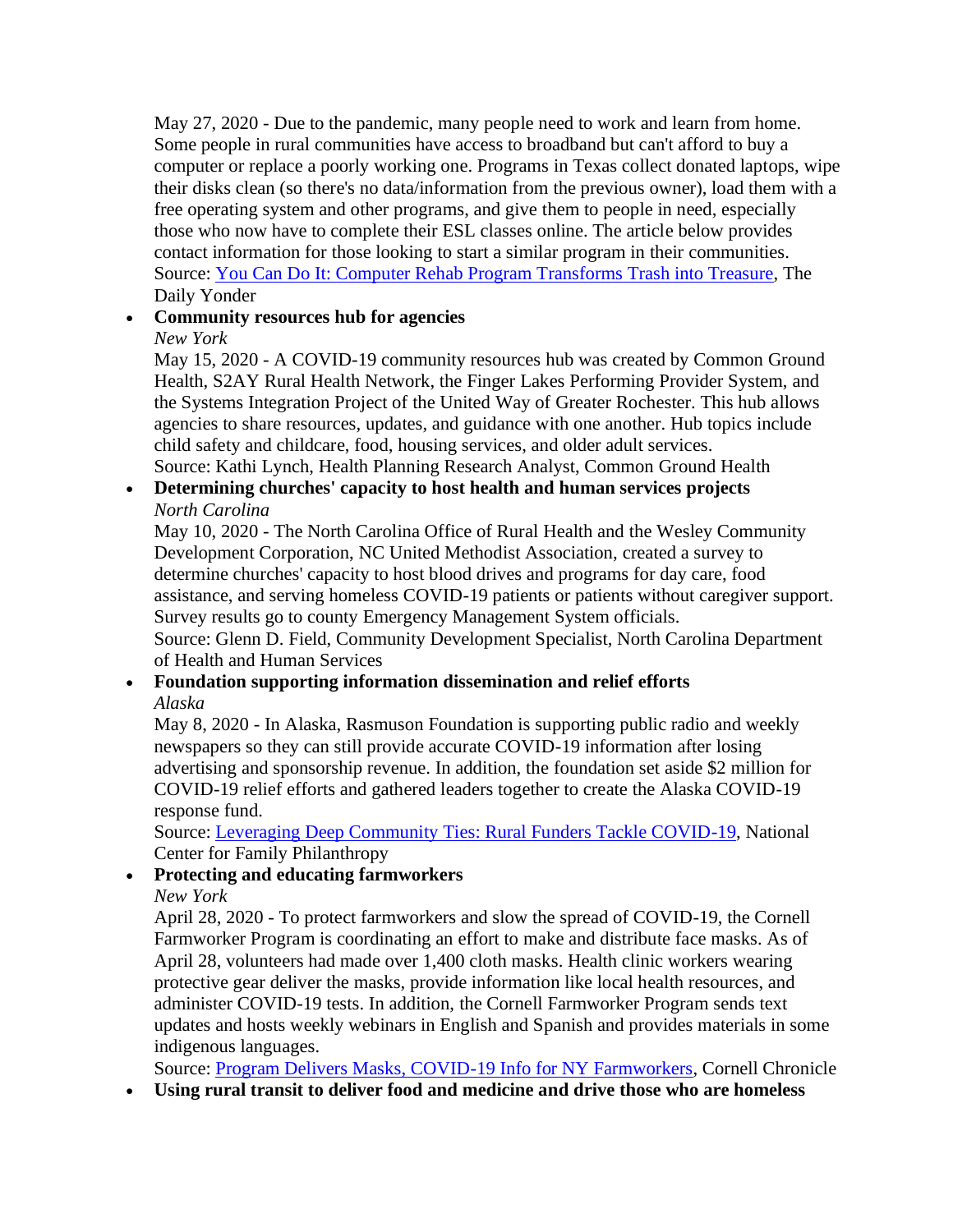May 27, 2020 - Due to the pandemic, many people need to work and learn from home. Some people in rural communities have access to broadband but can't afford to buy a computer or replace a poorly working one. Programs in Texas collect donated laptops, wipe their disks clean (so there's no data/information from the previous owner), load them with a free operating system and other programs, and give them to people in need, especially those who now have to complete their ESL classes online. The article below provides contact information for those looking to start a similar program in their communities.
Source: [You Can Do It: Computer Rehab Program Transforms Trash into Treasure](), The Daily Yonder

- **Community resources hub for agencies**
  *New York*
  May 15, 2020 - A COVID-19 community resources hub was created by Common Ground Health, S2AY Rural Health Network, the Finger Lakes Performing Provider System, and the Systems Integration Project of the United Way of Greater Rochester. This hub allows agencies to share resources, updates, and guidance with one another. Hub topics include child safety and childcare, food, housing services, and older adult services.
  Source: Kathi Lynch, Health Planning Research Analyst, Common Ground Health
- **Determining churches' capacity to host health and human services projects**
  *North Carolina*
  May 10, 2020 - The North Carolina Office of Rural Health and the Wesley Community Development Corporation, NC United Methodist Association, created a survey to determine churches' capacity to host blood drives and programs for day care, food assistance, and serving homeless COVID-19 patients or patients without caregiver support. Survey results go to county Emergency Management System officials.
  Source: Glenn D. Field, Community Development Specialist, North Carolina Department of Health and Human Services
- **Foundation supporting information dissemination and relief efforts**
  *Alaska*
  May 8, 2020 - In Alaska, Rasmuson Foundation is supporting public radio and weekly newspapers so they can still provide accurate COVID-19 information after losing advertising and sponsorship revenue. In addition, the foundation set aside $2 million for COVID-19 relief efforts and gathered leaders together to create the Alaska COVID-19 response fund.
  Source: [Leveraging Deep Community Ties: Rural Funders Tackle COVID-19](), National Center for Family Philanthropy
- **Protecting and educating farmworkers**
  *New York*
  April 28, 2020 - To protect farmworkers and slow the spread of COVID-19, the Cornell Farmworker Program is coordinating an effort to make and distribute face masks. As of April 28, volunteers had made over 1,400 cloth masks. Health clinic workers wearing protective gear deliver the masks, provide information like local health resources, and administer COVID-19 tests. In addition, the Cornell Farmworker Program sends text updates and hosts weekly webinars in English and Spanish and provides materials in some indigenous languages.
  Source: [Program Delivers Masks, COVID-19 Info for NY Farmworkers](), Cornell Chronicle
- **Using rural transit to deliver food and medicine and drive those who are homeless**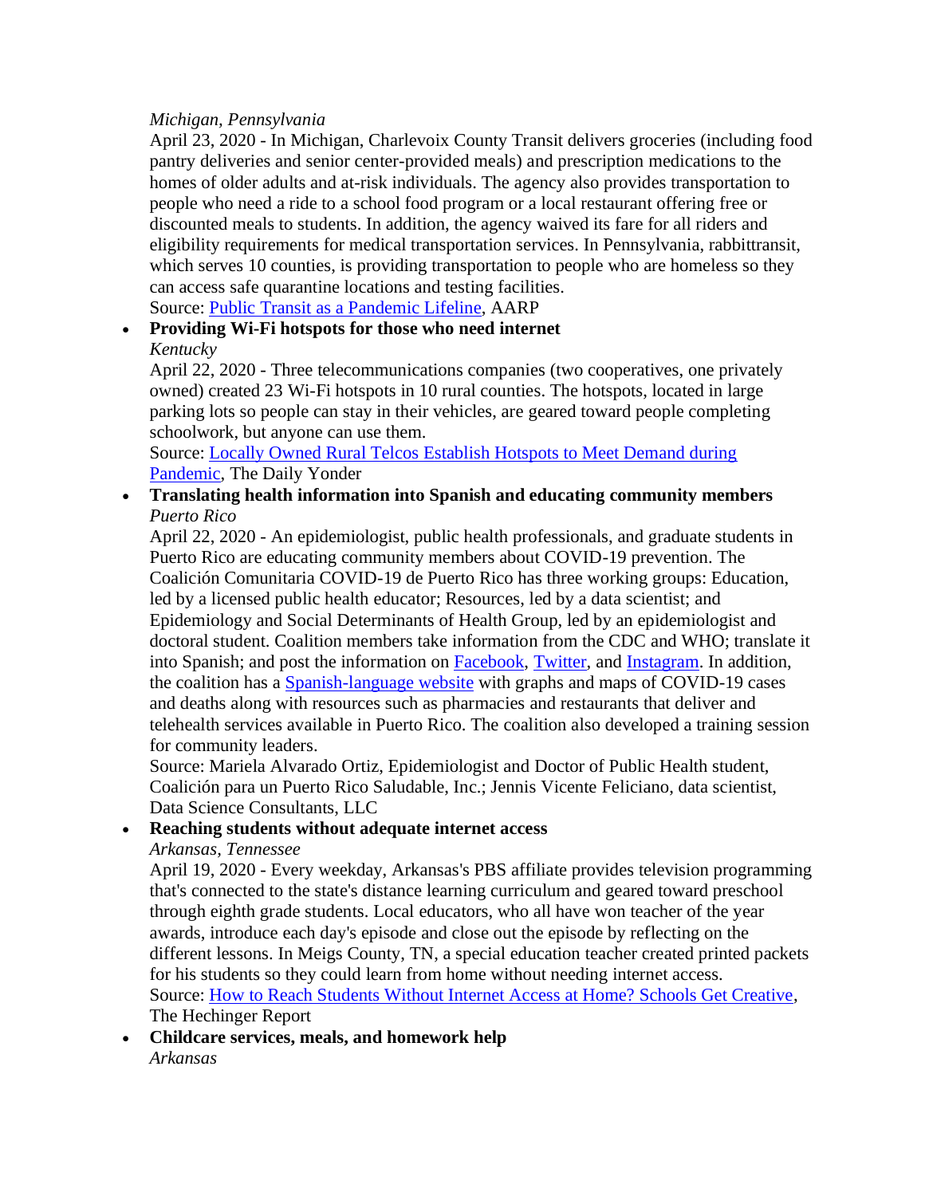*Michigan, Pennsylvania*
April 23, 2020 - In Michigan, Charlevoix County Transit delivers groceries (including food pantry deliveries and senior center-provided meals) and prescription medications to the homes of older adults and at-risk individuals. The agency also provides transportation to people who need a ride to a school food program or a local restaurant offering free or discounted meals to students. In addition, the agency waived its fare for all riders and eligibility requirements for medical transportation services. In Pennsylvania, rabbittransit, which serves 10 counties, is providing transportation to people who are homeless so they can access safe quarantine locations and testing facilities.
Source: Public Transit as a Pandemic Lifeline, AARP

- **Providing Wi-Fi hotspots for those who need internet**
  *Kentucky*
  April 22, 2020 - Three telecommunications companies (two cooperatives, one privately owned) created 23 Wi-Fi hotspots in 10 rural counties. The hotspots, located in large parking lots so people can stay in their vehicles, are geared toward people completing schoolwork, but anyone can use them.
  Source: Locally Owned Rural Telcos Establish Hotspots to Meet Demand during Pandemic, The Daily Yonder
- **Translating health information into Spanish and educating community members**
  *Puerto Rico*
  April 22, 2020 - An epidemiologist, public health professionals, and graduate students in Puerto Rico are educating community members about COVID-19 prevention. The Coalición Comunitaria COVID-19 de Puerto Rico has three working groups: Education, led by a licensed public health educator; Resources, led by a data scientist; and Epidemiology and Social Determinants of Health Group, led by an epidemiologist and doctoral student. Coalition members take information from the CDC and WHO; translate it into Spanish; and post the information on Facebook, Twitter, and Instagram. In addition, the coalition has a Spanish-language website with graphs and maps of COVID-19 cases and deaths along with resources such as pharmacies and restaurants that deliver and telehealth services available in Puerto Rico. The coalition also developed a training session for community leaders.
  Source: Mariela Alvarado Ortiz, Epidemiologist and Doctor of Public Health student, Coalición para un Puerto Rico Saludable, Inc.; Jennis Vicente Feliciano, data scientist, Data Science Consultants, LLC
- **Reaching students without adequate internet access**
  *Arkansas, Tennessee*
  April 19, 2020 - Every weekday, Arkansas's PBS affiliate provides television programming that's connected to the state's distance learning curriculum and geared toward preschool through eighth grade students. Local educators, who all have won teacher of the year awards, introduce each day's episode and close out the episode by reflecting on the different lessons. In Meigs County, TN, a special education teacher created printed packets for his students so they could learn from home without needing internet access.
  Source: How to Reach Students Without Internet Access at Home? Schools Get Creative, The Hechinger Report
- **Childcare services, meals, and homework help**
  *Arkansas*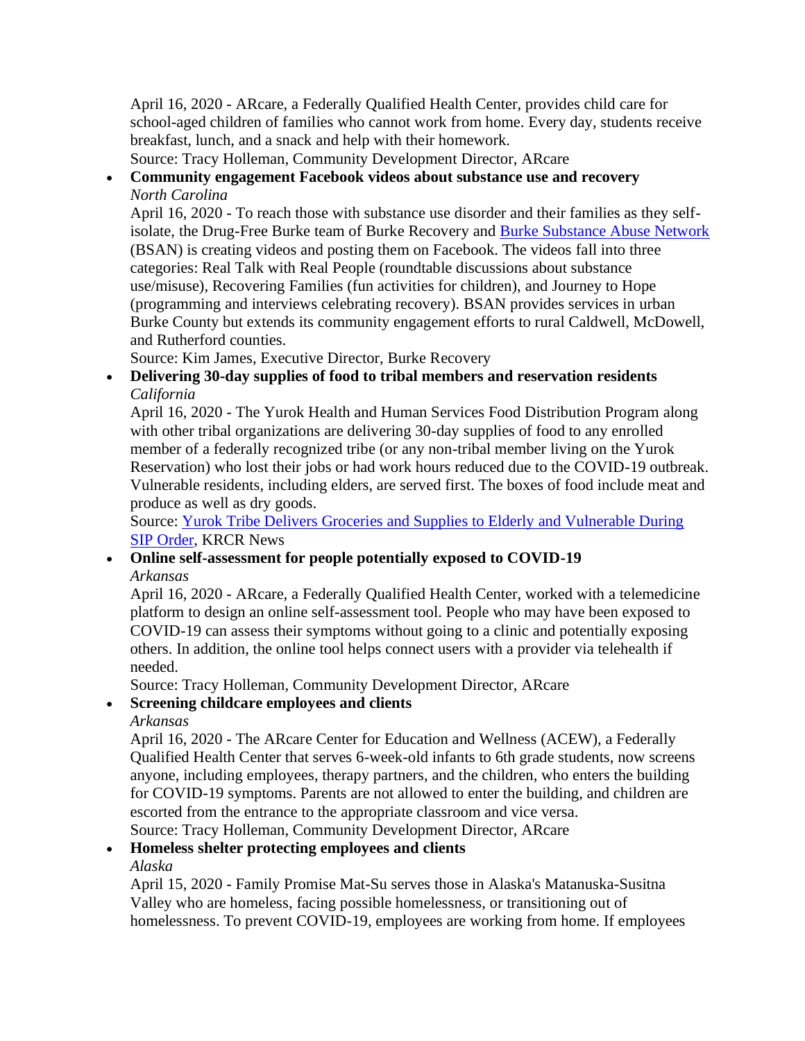April 16, 2020 - ARcare, a Federally Qualified Health Center, provides child care for school-aged children of families who cannot work from home. Every day, students receive breakfast, lunch, and a snack and help with their homework.
Source: Tracy Holleman, Community Development Director, ARcare

- **Community engagement Facebook videos about substance use and recovery**
  *North Carolina*
  April 16, 2020 - To reach those with substance use disorder and their families as they self-isolate, the Drug-Free Burke team of Burke Recovery and Burke Substance Abuse Network (BSAN) is creating videos and posting them on Facebook. The videos fall into three categories: Real Talk with Real People (roundtable discussions about substance use/misuse), Recovering Families (fun activities for children), and Journey to Hope (programming and interviews celebrating recovery). BSAN provides services in urban Burke County but extends its community engagement efforts to rural Caldwell, McDowell, and Rutherford counties.
  Source: Kim James, Executive Director, Burke Recovery
- **Delivering 30-day supplies of food to tribal members and reservation residents**
  *California*
  April 16, 2020 - The Yurok Health and Human Services Food Distribution Program along with other tribal organizations are delivering 30-day supplies of food to any enrolled member of a federally recognized tribe (or any non-tribal member living on the Yurok Reservation) who lost their jobs or had work hours reduced due to the COVID-19 outbreak. Vulnerable residents, including elders, are served first. The boxes of food include meat and produce as well as dry goods.
  Source: Yurok Tribe Delivers Groceries and Supplies to Elderly and Vulnerable During SIP Order, KRCR News
- **Online self-assessment for people potentially exposed to COVID-19**
  *Arkansas*
  April 16, 2020 - ARcare, a Federally Qualified Health Center, worked with a telemedicine platform to design an online self-assessment tool. People who may have been exposed to COVID-19 can assess their symptoms without going to a clinic and potentially exposing others. In addition, the online tool helps connect users with a provider via telehealth if needed.
  Source: Tracy Holleman, Community Development Director, ARcare
- **Screening childcare employees and clients**
  *Arkansas*
  April 16, 2020 - The ARcare Center for Education and Wellness (ACEW), a Federally Qualified Health Center that serves 6-week-old infants to 6th grade students, now screens anyone, including employees, therapy partners, and the children, who enters the building for COVID-19 symptoms. Parents are not allowed to enter the building, and children are escorted from the entrance to the appropriate classroom and vice versa.
  Source: Tracy Holleman, Community Development Director, ARcare
- **Homeless shelter protecting employees and clients**
  *Alaska*
  April 15, 2020 - Family Promise Mat-Su serves those in Alaska's Matanuska-Susitna Valley who are homeless, facing possible homelessness, or transitioning out of homelessness. To prevent COVID-19, employees are working from home. If employees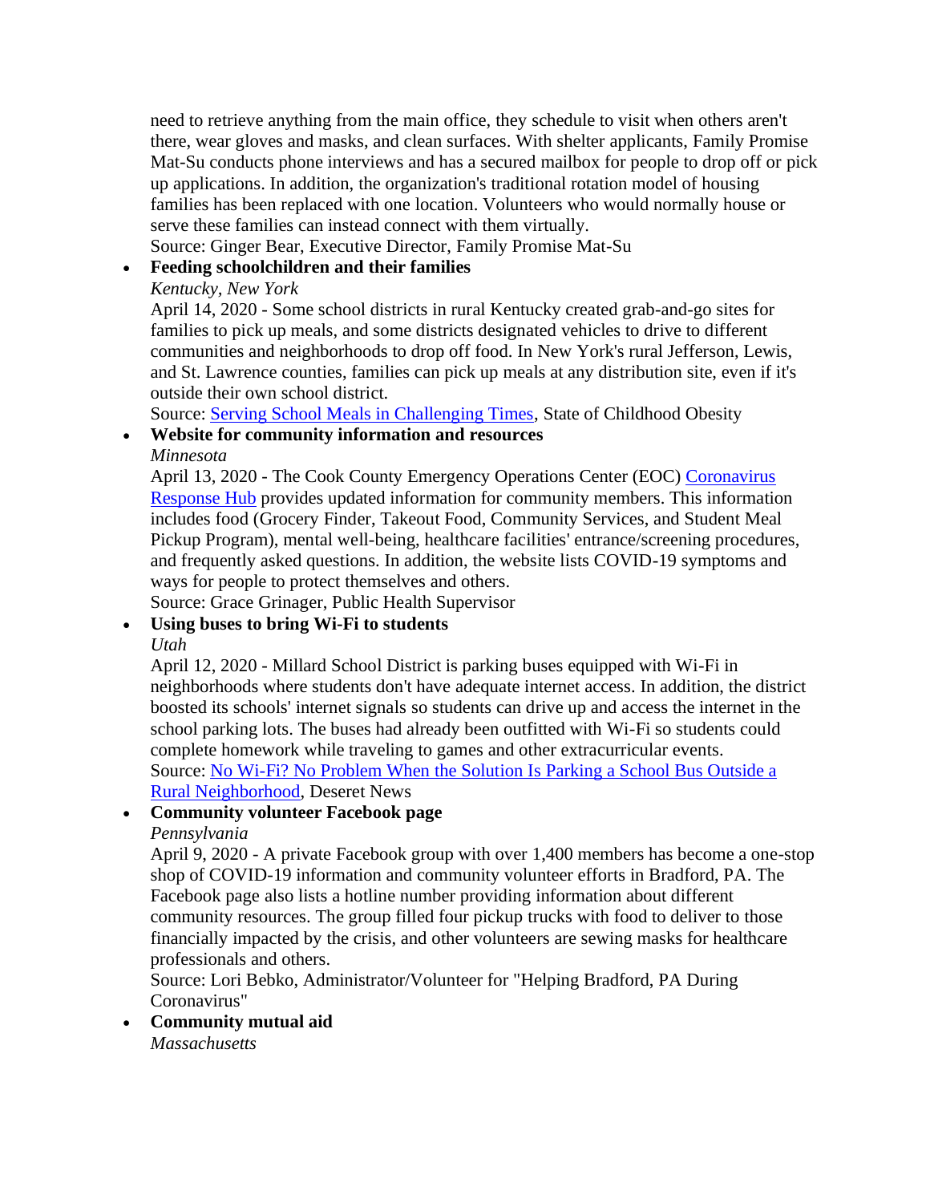need to retrieve anything from the main office, they schedule to visit when others aren't there, wear gloves and masks, and clean surfaces. With shelter applicants, Family Promise Mat-Su conducts phone interviews and has a secured mailbox for people to drop off or pick up applications. In addition, the organization's traditional rotation model of housing families has been replaced with one location. Volunteers who would normally house or serve these families can instead connect with them virtually.
Source: Ginger Bear, Executive Director, Family Promise Mat-Su

- **Feeding schoolchildren and their families**
  *Kentucky, New York*
  April 14, 2020 - Some school districts in rural Kentucky created grab-and-go sites for families to pick up meals, and some districts designated vehicles to drive to different communities and neighborhoods to drop off food. In New York's rural Jefferson, Lewis, and St. Lawrence counties, families can pick up meals at any distribution site, even if it's outside their own school district.
  Source: [Serving School Meals in Challenging Times](), State of Childhood Obesity
- **Website for community information and resources**
  *Minnesota*
  April 13, 2020 - The Cook County Emergency Operations Center (EOC) [Coronavirus Response Hub]() provides updated information for community members. This information includes food (Grocery Finder, Takeout Food, Community Services, and Student Meal Pickup Program), mental well-being, healthcare facilities' entrance/screening procedures, and frequently asked questions. In addition, the website lists COVID-19 symptoms and ways for people to protect themselves and others.
  Source: Grace Grinager, Public Health Supervisor
- **Using buses to bring Wi-Fi to students**
  *Utah*
  April 12, 2020 - Millard School District is parking buses equipped with Wi-Fi in neighborhoods where students don't have adequate internet access. In addition, the district boosted its schools' internet signals so students can drive up and access the internet in the school parking lots. The buses had already been outfitted with Wi-Fi so students could complete homework while traveling to games and other extracurricular events.
  Source: [No Wi-Fi? No Problem When the Solution Is Parking a School Bus Outside a Rural Neighborhood](), Deseret News
- **Community volunteer Facebook page**
  *Pennsylvania*
  April 9, 2020 - A private Facebook group with over 1,400 members has become a one-stop shop of COVID-19 information and community volunteer efforts in Bradford, PA. The Facebook page also lists a hotline number providing information about different community resources. The group filled four pickup trucks with food to deliver to those financially impacted by the crisis, and other volunteers are sewing masks for healthcare professionals and others.
  Source: Lori Bebko, Administrator/Volunteer for "Helping Bradford, PA During Coronavirus"
- **Community mutual aid**
  *Massachusetts*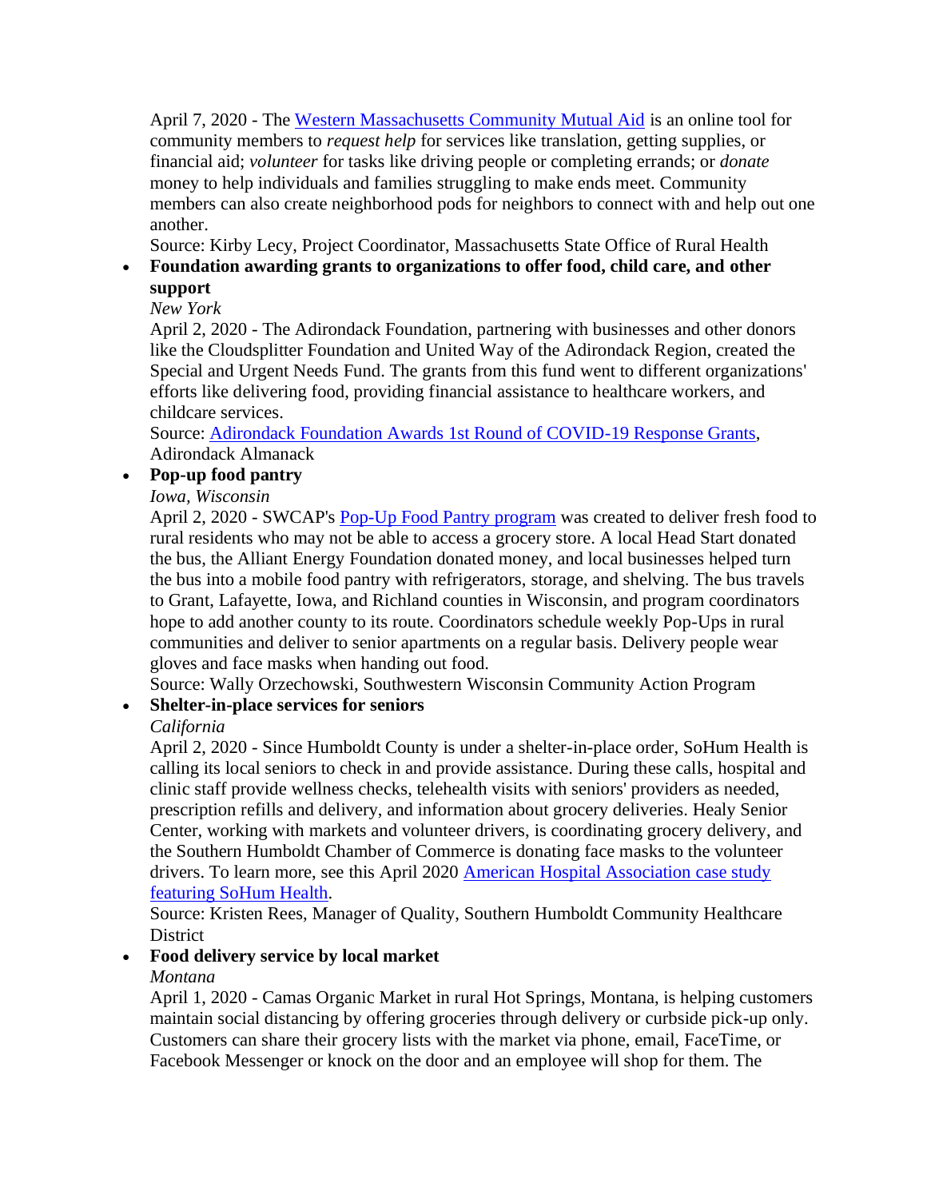April 7, 2020 - The [Western Massachusetts Community Mutual Aid]() is an online tool for community members to *request help* for services like translation, getting supplies, or financial aid; *volunteer* for tasks like driving people or completing errands; or *donate* money to help individuals and families struggling to make ends meet. Community members can also create neighborhood pods for neighbors to connect with and help out one another.
Source: Kirby Lecy, Project Coordinator, Massachusetts State Office of Rural Health

- **Foundation awarding grants to organizations to offer food, child care, and other support**
  *New York*
  April 2, 2020 - The Adirondack Foundation, partnering with businesses and other donors like the Cloudsplitter Foundation and United Way of the Adirondack Region, created the Special and Urgent Needs Fund. The grants from this fund went to different organizations' efforts like delivering food, providing financial assistance to healthcare workers, and childcare services.
  Source: [Adirondack Foundation Awards 1st Round of COVID-19 Response Grants](), Adirondack Almanack
- **Pop-up food pantry**
  *Iowa, Wisconsin*
  April 2, 2020 - SWCAP's [Pop-Up Food Pantry program]() was created to deliver fresh food to rural residents who may not be able to access a grocery store. A local Head Start donated the bus, the Alliant Energy Foundation donated money, and local businesses helped turn the bus into a mobile food pantry with refrigerators, storage, and shelving. The bus travels to Grant, Lafayette, Iowa, and Richland counties in Wisconsin, and program coordinators hope to add another county to its route. Coordinators schedule weekly Pop-Ups in rural communities and deliver to senior apartments on a regular basis. Delivery people wear gloves and face masks when handing out food.
  Source: Wally Orzechowski, Southwestern Wisconsin Community Action Program
- **Shelter-in-place services for seniors**
  *California*
  April 2, 2020 - Since Humboldt County is under a shelter-in-place order, SoHum Health is calling its local seniors to check in and provide assistance. During these calls, hospital and clinic staff provide wellness checks, telehealth visits with seniors' providers as needed, prescription refills and delivery, and information about grocery deliveries. Healy Senior Center, working with markets and volunteer drivers, is coordinating grocery delivery, and the Southern Humboldt Chamber of Commerce is donating face masks to the volunteer drivers. To learn more, see this April 2020 [American Hospital Association case study featuring SoHum Health]().
  Source: Kristen Rees, Manager of Quality, Southern Humboldt Community Healthcare District
- **Food delivery service by local market**
  *Montana*
  April 1, 2020 - Camas Organic Market in rural Hot Springs, Montana, is helping customers maintain social distancing by offering groceries through delivery or curbside pick-up only. Customers can share their grocery lists with the market via phone, email, FaceTime, or Facebook Messenger or knock on the door and an employee will shop for them. The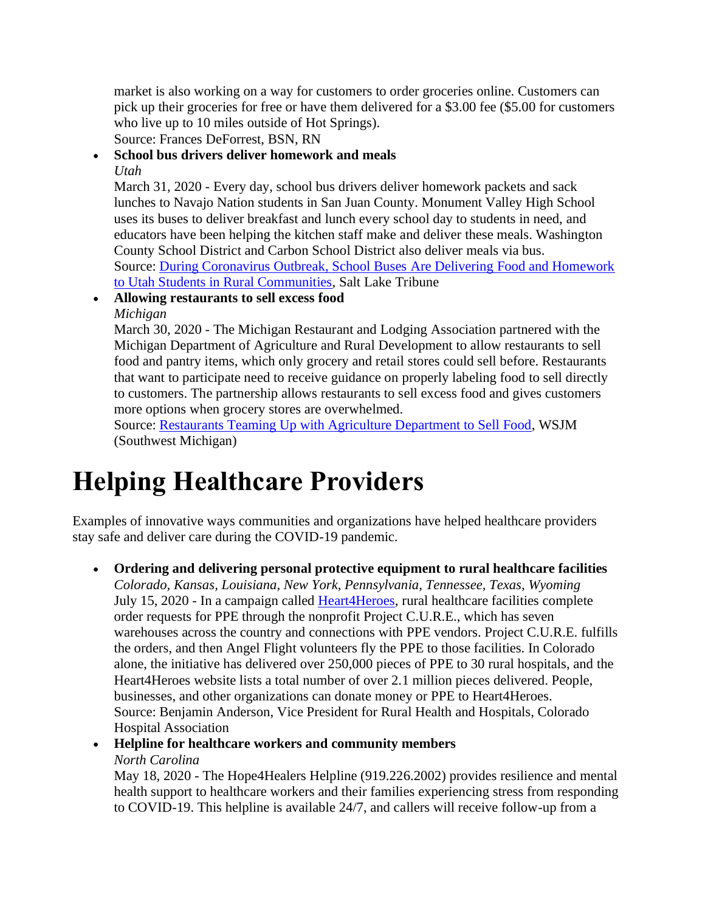market is also working on a way for customers to order groceries online. Customers can pick up their groceries for free or have them delivered for a $3.00 fee ($5.00 for customers who live up to 10 miles outside of Hot Springs).
Source: Frances DeForrest, BSN, RN

- **School bus drivers deliver homework and meals**
  *Utah*
  March 31, 2020 - Every day, school bus drivers deliver homework packets and sack lunches to Navajo Nation students in San Juan County. Monument Valley High School uses its buses to deliver breakfast and lunch every school day to students in need, and educators have been helping the kitchen staff make and deliver these meals. Washington County School District and Carbon School District also deliver meals via bus.
  Source: During Coronavirus Outbreak, School Buses Are Delivering Food and Homework to Utah Students in Rural Communities, Salt Lake Tribune
- **Allowing restaurants to sell excess food**
  *Michigan*
  March 30, 2020 - The Michigan Restaurant and Lodging Association partnered with the Michigan Department of Agriculture and Rural Development to allow restaurants to sell food and pantry items, which only grocery and retail stores could sell before. Restaurants that want to participate need to receive guidance on properly labeling food to sell directly to customers. The partnership allows restaurants to sell excess food and gives customers more options when grocery stores are overwhelmed.
  Source: Restaurants Teaming Up with Agriculture Department to Sell Food, WSJM (Southwest Michigan)

# Helping Healthcare Providers

Examples of innovative ways communities and organizations have helped healthcare providers stay safe and deliver care during the COVID-19 pandemic.

- **Ordering and delivering personal protective equipment to rural healthcare facilities**
  *Colorado, Kansas, Louisiana, New York, Pennsylvania, Tennessee, Texas, Wyoming*
  July 15, 2020 - In a campaign called Heart4Heroes, rural healthcare facilities complete order requests for PPE through the nonprofit Project C.U.R.E., which has seven warehouses across the country and connections with PPE vendors. Project C.U.R.E. fulfills the orders, and then Angel Flight volunteers fly the PPE to those facilities. In Colorado alone, the initiative has delivered over 250,000 pieces of PPE to 30 rural hospitals, and the Heart4Heroes website lists a total number of over 2.1 million pieces delivered. People, businesses, and other organizations can donate money or PPE to Heart4Heroes.
  Source: Benjamin Anderson, Vice President for Rural Health and Hospitals, Colorado Hospital Association
- **Helpline for healthcare workers and community members**
  *North Carolina*
  May 18, 2020 - The Hope4Healers Helpline (919.226.2002) provides resilience and mental health support to healthcare workers and their families experiencing stress from responding to COVID-19. This helpline is available 24/7, and callers will receive follow-up from a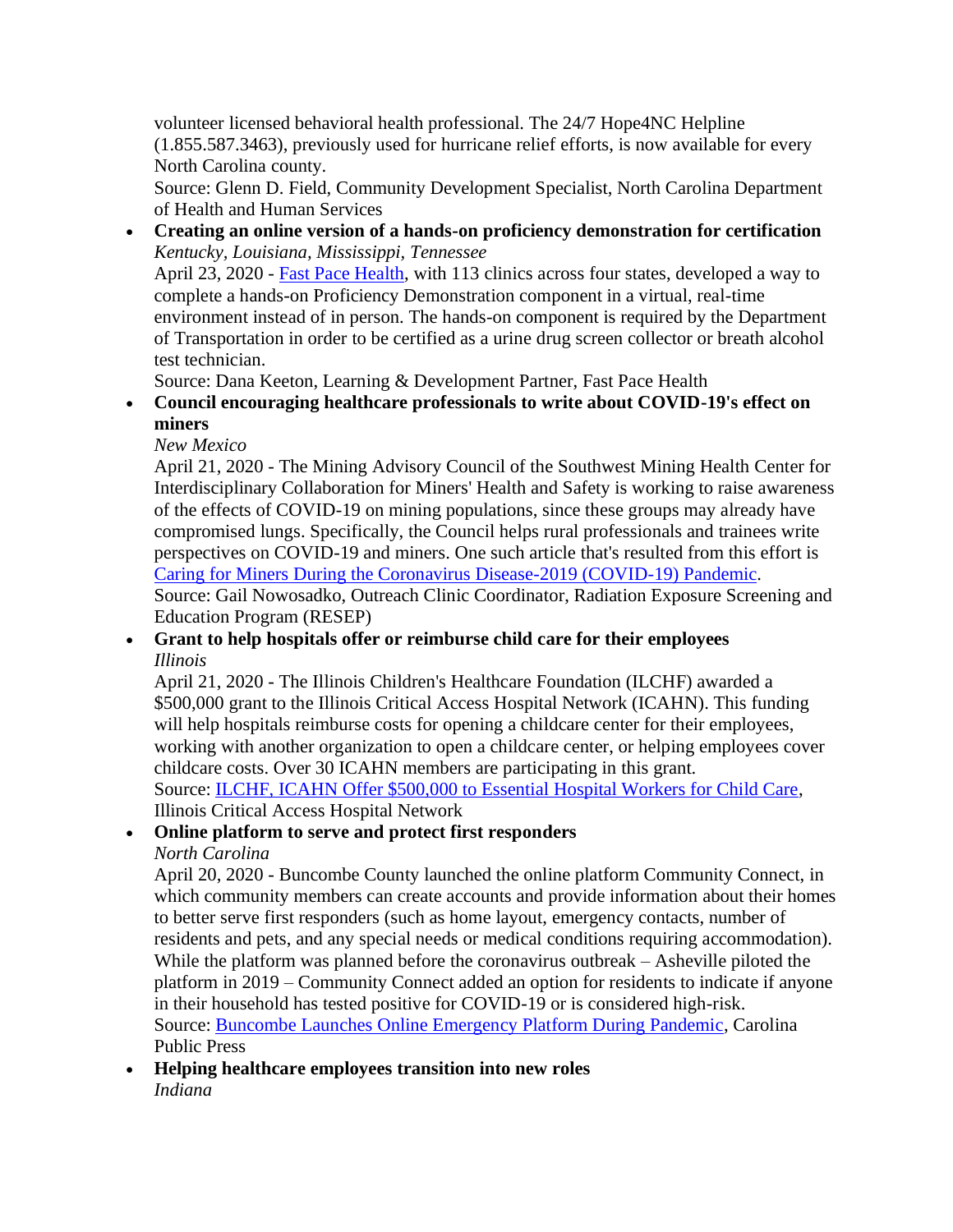volunteer licensed behavioral health professional. The 24/7 Hope4NC Helpline (1.855.587.3463), previously used for hurricane relief efforts, is now available for every North Carolina county.
Source: Glenn D. Field, Community Development Specialist, North Carolina Department of Health and Human Services

- **Creating an online version of a hands-on proficiency demonstration for certification**
  *Kentucky, Louisiana, Mississippi, Tennessee*
  April 23, 2020 - Fast Pace Health, with 113 clinics across four states, developed a way to complete a hands-on Proficiency Demonstration component in a virtual, real-time environment instead of in person. The hands-on component is required by the Department of Transportation in order to be certified as a urine drug screen collector or breath alcohol test technician.
  Source: Dana Keeton, Learning & Development Partner, Fast Pace Health
- **Council encouraging healthcare professionals to write about COVID-19's effect on miners**
  *New Mexico*
  April 21, 2020 - The Mining Advisory Council of the Southwest Mining Health Center for Interdisciplinary Collaboration for Miners' Health and Safety is working to raise awareness of the effects of COVID-19 on mining populations, since these groups may already have compromised lungs. Specifically, the Council helps rural professionals and trainees write perspectives on COVID-19 and miners. One such article that's resulted from this effort is Caring for Miners During the Coronavirus Disease-2019 (COVID-19) Pandemic.
  Source: Gail Nowosadko, Outreach Clinic Coordinator, Radiation Exposure Screening and Education Program (RESEP)
- **Grant to help hospitals offer or reimburse child care for their employees**
  *Illinois*
  April 21, 2020 - The Illinois Children's Healthcare Foundation (ILCHF) awarded a $500,000 grant to the Illinois Critical Access Hospital Network (ICAHN). This funding will help hospitals reimburse costs for opening a childcare center for their employees, working with another organization to open a childcare center, or helping employees cover childcare costs. Over 30 ICAHN members are participating in this grant.
  Source: ILCHF, ICAHN Offer $500,000 to Essential Hospital Workers for Child Care, Illinois Critical Access Hospital Network
- **Online platform to serve and protect first responders**
  *North Carolina*
  April 20, 2020 - Buncombe County launched the online platform Community Connect, in which community members can create accounts and provide information about their homes to better serve first responders (such as home layout, emergency contacts, number of residents and pets, and any special needs or medical conditions requiring accommodation). While the platform was planned before the coronavirus outbreak – Asheville piloted the platform in 2019 – Community Connect added an option for residents to indicate if anyone in their household has tested positive for COVID-19 or is considered high-risk.
  Source: Buncombe Launches Online Emergency Platform During Pandemic, Carolina Public Press
- **Helping healthcare employees transition into new roles**
  *Indiana*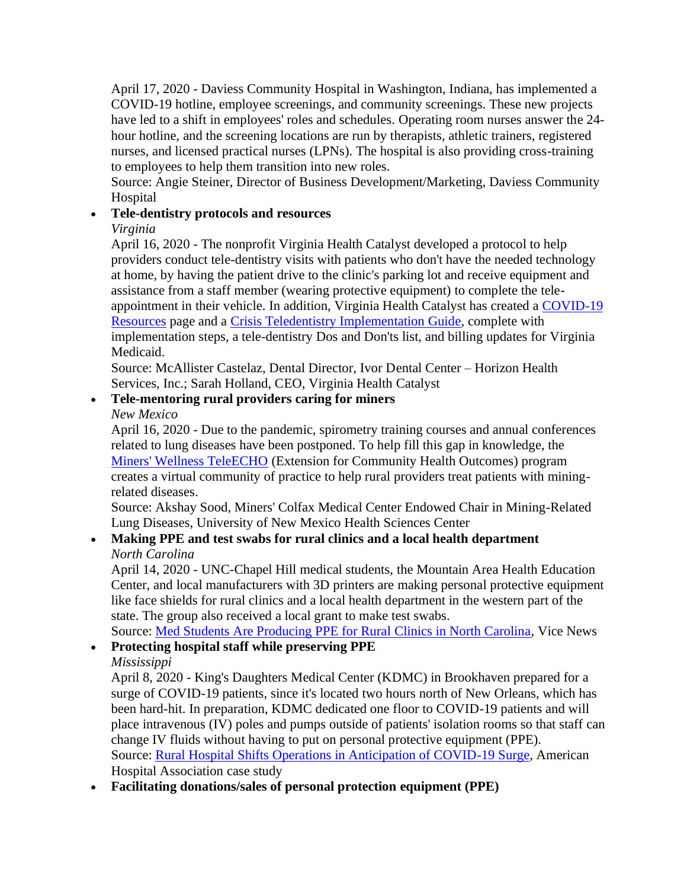April 17, 2020 - Daviess Community Hospital in Washington, Indiana, has implemented a COVID-19 hotline, employee screenings, and community screenings. These new projects have led to a shift in employees' roles and schedules. Operating room nurses answer the 24-hour hotline, and the screening locations are run by therapists, athletic trainers, registered nurses, and licensed practical nurses (LPNs). The hospital is also providing cross-training to employees to help them transition into new roles.
Source: Angie Steiner, Director of Business Development/Marketing, Daviess Community Hospital

- **Tele-dentistry protocols and resources**
  *Virginia*
  April 16, 2020 - The nonprofit Virginia Health Catalyst developed a protocol to help providers conduct tele-dentistry visits with patients who don't have the needed technology at home, by having the patient drive to the clinic's parking lot and receive equipment and assistance from a staff member (wearing protective equipment) to complete the tele-appointment in their vehicle. In addition, Virginia Health Catalyst has created a COVID-19 Resources page and a Crisis Teledentistry Implementation Guide, complete with implementation steps, a tele-dentistry Dos and Don'ts list, and billing updates for Virginia Medicaid.
  Source: McAllister Castelaz, Dental Director, Ivor Dental Center – Horizon Health Services, Inc.; Sarah Holland, CEO, Virginia Health Catalyst
- **Tele-mentoring rural providers caring for miners**
  *New Mexico*
  April 16, 2020 - Due to the pandemic, spirometry training courses and annual conferences related to lung diseases have been postponed. To help fill this gap in knowledge, the Miners' Wellness TeleECHO (Extension for Community Health Outcomes) program creates a virtual community of practice to help rural providers treat patients with mining-related diseases.
  Source: Akshay Sood, Miners' Colfax Medical Center Endowed Chair in Mining-Related Lung Diseases, University of New Mexico Health Sciences Center
- **Making PPE and test swabs for rural clinics and a local health department**
  *North Carolina*
  April 14, 2020 - UNC-Chapel Hill medical students, the Mountain Area Health Education Center, and local manufacturers with 3D printers are making personal protective equipment like face shields for rural clinics and a local health department in the western part of the state. The group also received a local grant to make test swabs.
  Source: Med Students Are Producing PPE for Rural Clinics in North Carolina, Vice News
- **Protecting hospital staff while preserving PPE**
  *Mississippi*
  April 8, 2020 - King's Daughters Medical Center (KDMC) in Brookhaven prepared for a surge of COVID-19 patients, since it's located two hours north of New Orleans, which has been hard-hit. In preparation, KDMC dedicated one floor to COVID-19 patients and will place intravenous (IV) poles and pumps outside of patients' isolation rooms so that staff can change IV fluids without having to put on personal protective equipment (PPE).
  Source: Rural Hospital Shifts Operations in Anticipation of COVID-19 Surge, American Hospital Association case study
- **Facilitating donations/sales of personal protection equipment (PPE)**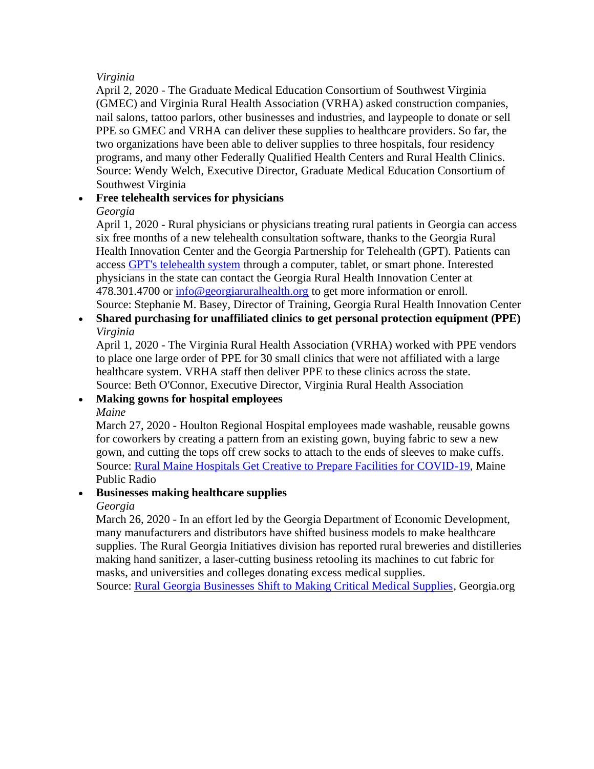*Virginia*
April 2, 2020 - The Graduate Medical Education Consortium of Southwest Virginia (GMEC) and Virginia Rural Health Association (VRHA) asked construction companies, nail salons, tattoo parlors, other businesses and industries, and laypeople to donate or sell PPE so GMEC and VRHA can deliver these supplies to healthcare providers. So far, the two organizations have been able to deliver supplies to three hospitals, four residency programs, and many other Federally Qualified Health Centers and Rural Health Clinics.
Source: Wendy Welch, Executive Director, Graduate Medical Education Consortium of Southwest Virginia

- **Free telehealth services for physicians**
  *Georgia*
  April 1, 2020 - Rural physicians or physicians treating rural patients in Georgia can access six free months of a new telehealth consultation software, thanks to the Georgia Rural Health Innovation Center and the Georgia Partnership for Telehealth (GPT). Patients can access [GPT's telehealth system]() through a computer, tablet, or smart phone. Interested physicians in the state can contact the Georgia Rural Health Innovation Center at 478.301.4700 or [info@georgiaruralhealth.org]() to get more information or enroll.
  Source: Stephanie M. Basey, Director of Training, Georgia Rural Health Innovation Center
- **Shared purchasing for unaffiliated clinics to get personal protection equipment (PPE)**
  *Virginia*
  April 1, 2020 - The Virginia Rural Health Association (VRHA) worked with PPE vendors to place one large order of PPE for 30 small clinics that were not affiliated with a large healthcare system. VRHA staff then deliver PPE to these clinics across the state.
  Source: Beth O'Connor, Executive Director, Virginia Rural Health Association
- **Making gowns for hospital employees**
  *Maine*
  March 27, 2020 - Houlton Regional Hospital employees made washable, reusable gowns for coworkers by creating a pattern from an existing gown, buying fabric to sew a new gown, and cutting the tops off crew socks to attach to the ends of sleeves to make cuffs.
  Source: [Rural Maine Hospitals Get Creative to Prepare Facilities for COVID-19](), Maine Public Radio
- **Businesses making healthcare supplies**
  *Georgia*
  March 26, 2020 - In an effort led by the Georgia Department of Economic Development, many manufacturers and distributors have shifted business models to make healthcare supplies. The Rural Georgia Initiatives division has reported rural breweries and distilleries making hand sanitizer, a laser-cutting business retooling its machines to cut fabric for masks, and universities and colleges donating excess medical supplies.
  Source: [Rural Georgia Businesses Shift to Making Critical Medical Supplies](), Georgia.org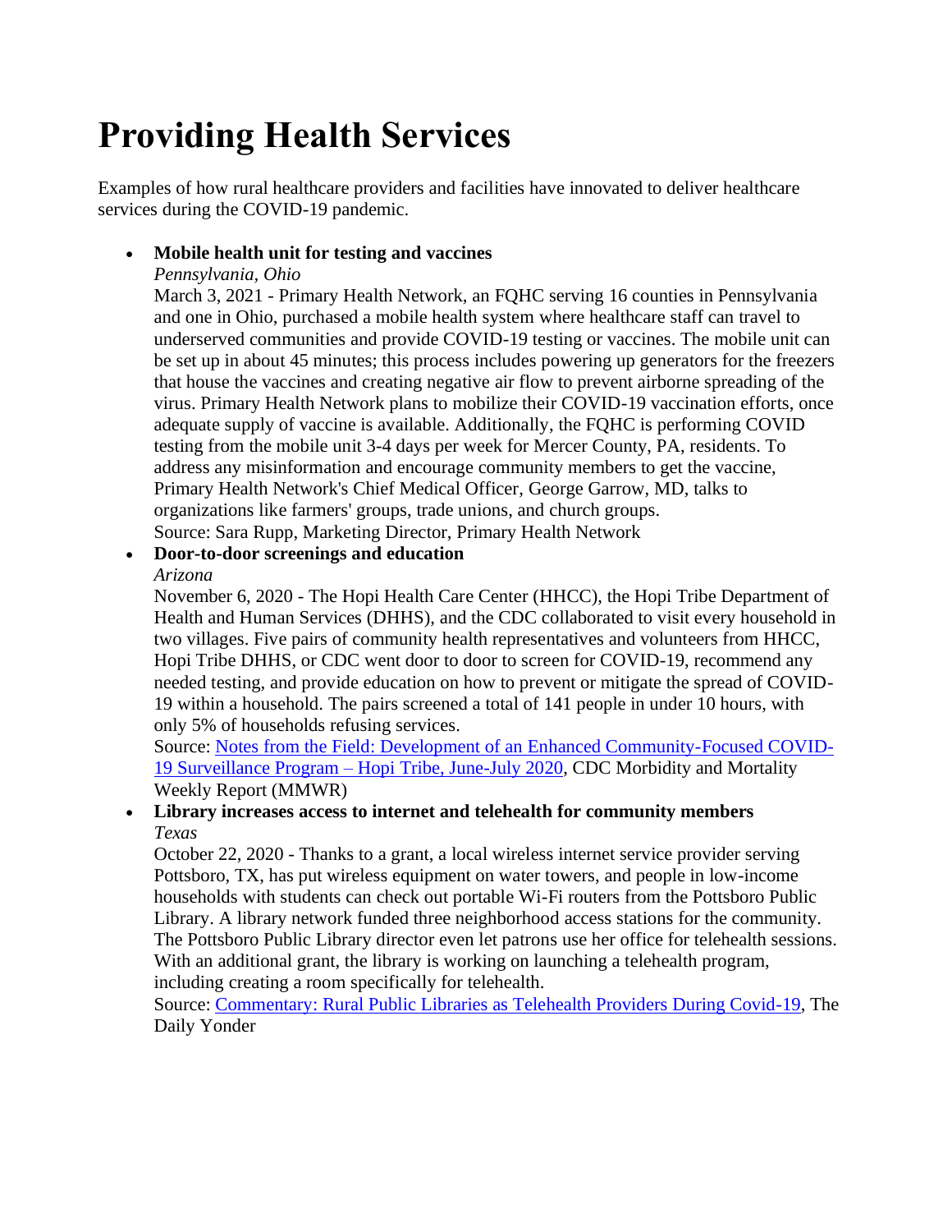# Providing Health Services

Examples of how rural healthcare providers and facilities have innovated to deliver healthcare services during the COVID-19 pandemic.

- **Mobile health unit for testing and vaccines**
  *Pennsylvania, Ohio*
  March 3, 2021 - Primary Health Network, an FQHC serving 16 counties in Pennsylvania and one in Ohio, purchased a mobile health system where healthcare staff can travel to underserved communities and provide COVID-19 testing or vaccines. The mobile unit can be set up in about 45 minutes; this process includes powering up generators for the freezers that house the vaccines and creating negative air flow to prevent airborne spreading of the virus. Primary Health Network plans to mobilize their COVID-19 vaccination efforts, once adequate supply of vaccine is available. Additionally, the FQHC is performing COVID testing from the mobile unit 3-4 days per week for Mercer County, PA, residents. To address any misinformation and encourage community members to get the vaccine, Primary Health Network's Chief Medical Officer, George Garrow, MD, talks to organizations like farmers' groups, trade unions, and church groups.
  Source: Sara Rupp, Marketing Director, Primary Health Network
- **Door-to-door screenings and education**
  *Arizona*
  November 6, 2020 - The Hopi Health Care Center (HHCC), the Hopi Tribe Department of Health and Human Services (DHHS), and the CDC collaborated to visit every household in two villages. Five pairs of community health representatives and volunteers from HHCC, Hopi Tribe DHHS, or CDC went door to door to screen for COVID-19, recommend any needed testing, and provide education on how to prevent or mitigate the spread of COVID-19 within a household. The pairs screened a total of 141 people in under 10 hours, with only 5% of households refusing services.
  Source: Notes from the Field: Development of an Enhanced Community-Focused COVID-19 Surveillance Program – Hopi Tribe, June-July 2020, CDC Morbidity and Mortality Weekly Report (MMWR)
- **Library increases access to internet and telehealth for community members**
  *Texas*
  October 22, 2020 - Thanks to a grant, a local wireless internet service provider serving Pottsboro, TX, has put wireless equipment on water towers, and people in low-income households with students can check out portable Wi-Fi routers from the Pottsboro Public Library. A library network funded three neighborhood access stations for the community. The Pottsboro Public Library director even let patrons use her office for telehealth sessions. With an additional grant, the library is working on launching a telehealth program, including creating a room specifically for telehealth.
  Source: Commentary: Rural Public Libraries as Telehealth Providers During Covid-19, The Daily Yonder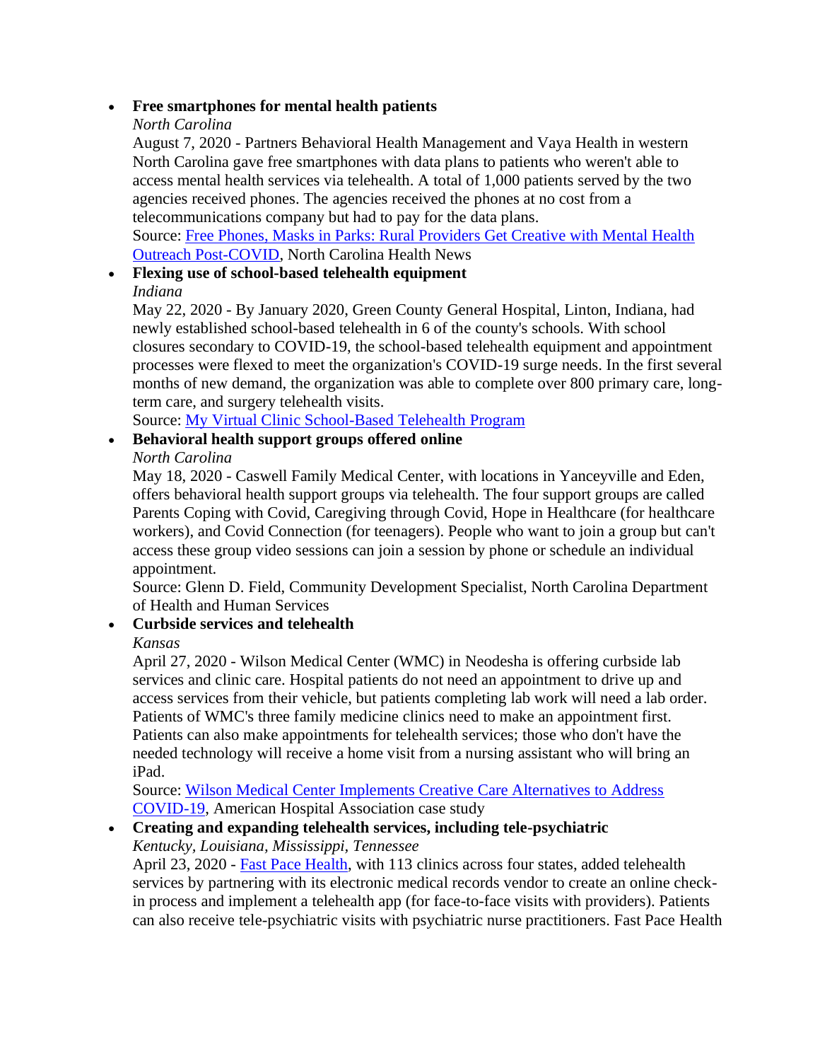- **Free smartphones for mental health patients**
  *North Carolina*
  August 7, 2020 - Partners Behavioral Health Management and Vaya Health in western North Carolina gave free smartphones with data plans to patients who weren't able to access mental health services via telehealth. A total of 1,000 patients served by the two agencies received phones. The agencies received the phones at no cost from a telecommunications company but had to pay for the data plans.
  Source: Free Phones, Masks in Parks: Rural Providers Get Creative with Mental Health Outreach Post-COVID, North Carolina Health News
- **Flexing use of school-based telehealth equipment**
  *Indiana*
  May 22, 2020 - By January 2020, Green County General Hospital, Linton, Indiana, had newly established school-based telehealth in 6 of the county's schools. With school closures secondary to COVID-19, the school-based telehealth equipment and appointment processes were flexed to meet the organization's COVID-19 surge needs. In the first several months of new demand, the organization was able to complete over 800 primary care, long-term care, and surgery telehealth visits.
  Source: My Virtual Clinic School-Based Telehealth Program
- **Behavioral health support groups offered online**
  *North Carolina*
  May 18, 2020 - Caswell Family Medical Center, with locations in Yanceyville and Eden, offers behavioral health support groups via telehealth. The four support groups are called Parents Coping with Covid, Caregiving through Covid, Hope in Healthcare (for healthcare workers), and Covid Connection (for teenagers). People who want to join a group but can't access these group video sessions can join a session by phone or schedule an individual appointment.
  Source: Glenn D. Field, Community Development Specialist, North Carolina Department of Health and Human Services
- **Curbside services and telehealth**
  *Kansas*
  April 27, 2020 - Wilson Medical Center (WMC) in Neodesha is offering curbside lab services and clinic care. Hospital patients do not need an appointment to drive up and access services from their vehicle, but patients completing lab work will need a lab order. Patients of WMC's three family medicine clinics need to make an appointment first. Patients can also make appointments for telehealth services; those who don't have the needed technology will receive a home visit from a nursing assistant who will bring an iPad.
  Source: Wilson Medical Center Implements Creative Care Alternatives to Address COVID-19, American Hospital Association case study
- **Creating and expanding telehealth services, including tele-psychiatric**
  *Kentucky, Louisiana, Mississippi, Tennessee*
  April 23, 2020 - Fast Pace Health, with 113 clinics across four states, added telehealth services by partnering with its electronic medical records vendor to create an online check-in process and implement a telehealth app (for face-to-face visits with providers). Patients can also receive tele-psychiatric visits with psychiatric nurse practitioners. Fast Pace Health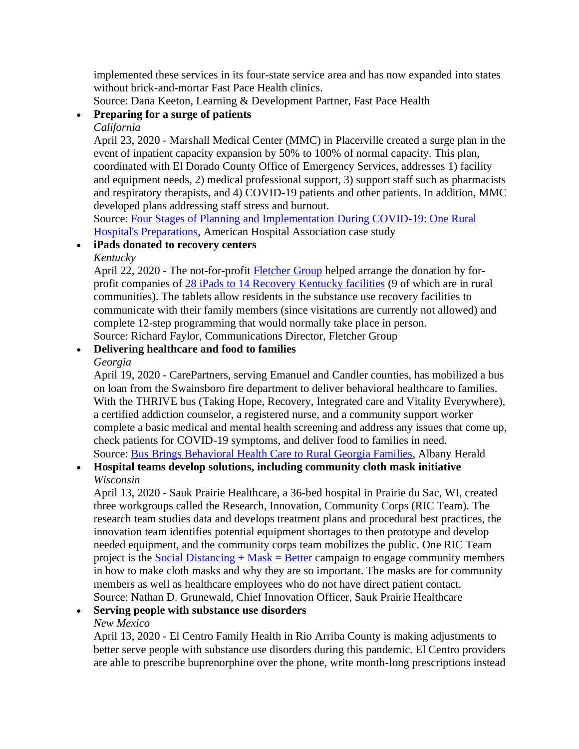implemented these services in its four-state service area and has now expanded into states without brick-and-mortar Fast Pace Health clinics.
Source: Dana Keeton, Learning & Development Partner, Fast Pace Health

- **Preparing for a surge of patients**
  *California*
  April 23, 2020 - Marshall Medical Center (MMC) in Placerville created a surge plan in the event of inpatient capacity expansion by 50% to 100% of normal capacity. This plan, coordinated with El Dorado County Office of Emergency Services, addresses 1) facility and equipment needs, 2) medical professional support, 3) support staff such as pharmacists and respiratory therapists, and 4) COVID-19 patients and other patients. In addition, MMC developed plans addressing staff stress and burnout.
  Source: Four Stages of Planning and Implementation During COVID-19: One Rural Hospital's Preparations, American Hospital Association case study
- **iPads donated to recovery centers**
  *Kentucky*
  April 22, 2020 - The not-for-profit Fletcher Group helped arrange the donation by for-profit companies of 28 iPads to 14 Recovery Kentucky facilities (9 of which are in rural communities). The tablets allow residents in the substance use recovery facilities to communicate with their family members (since visitations are currently not allowed) and complete 12-step programming that would normally take place in person.
  Source: Richard Faylor, Communications Director, Fletcher Group
- **Delivering healthcare and food to families**
  *Georgia*
  April 19, 2020 - CarePartners, serving Emanuel and Candler counties, has mobilized a bus on loan from the Swainsboro fire department to deliver behavioral healthcare to families. With the THRIVE bus (Taking Hope, Recovery, Integrated care and Vitality Everywhere), a certified addiction counselor, a registered nurse, and a community support worker complete a basic medical and mental health screening and address any issues that come up, check patients for COVID-19 symptoms, and deliver food to families in need.
  Source: Bus Brings Behavioral Health Care to Rural Georgia Families, Albany Herald
- **Hospital teams develop solutions, including community cloth mask initiative**
  *Wisconsin*
  April 13, 2020 - Sauk Prairie Healthcare, a 36-bed hospital in Prairie du Sac, WI, created three workgroups called the Research, Innovation, Community Corps (RIC Team). The research team studies data and develops treatment plans and procedural best practices, the innovation team identifies potential equipment shortages to then prototype and develop needed equipment, and the community corps team mobilizes the public. One RIC Team project is the Social Distancing + Mask = Better campaign to engage community members in how to make cloth masks and why they are so important. The masks are for community members as well as healthcare employees who do not have direct patient contact.
  Source: Nathan D. Grunewald, Chief Innovation Officer, Sauk Prairie Healthcare
- **Serving people with substance use disorders**
  *New Mexico*
  April 13, 2020 - El Centro Family Health in Rio Arriba County is making adjustments to better serve people with substance use disorders during this pandemic. El Centro providers are able to prescribe buprenorphine over the phone, write month-long prescriptions instead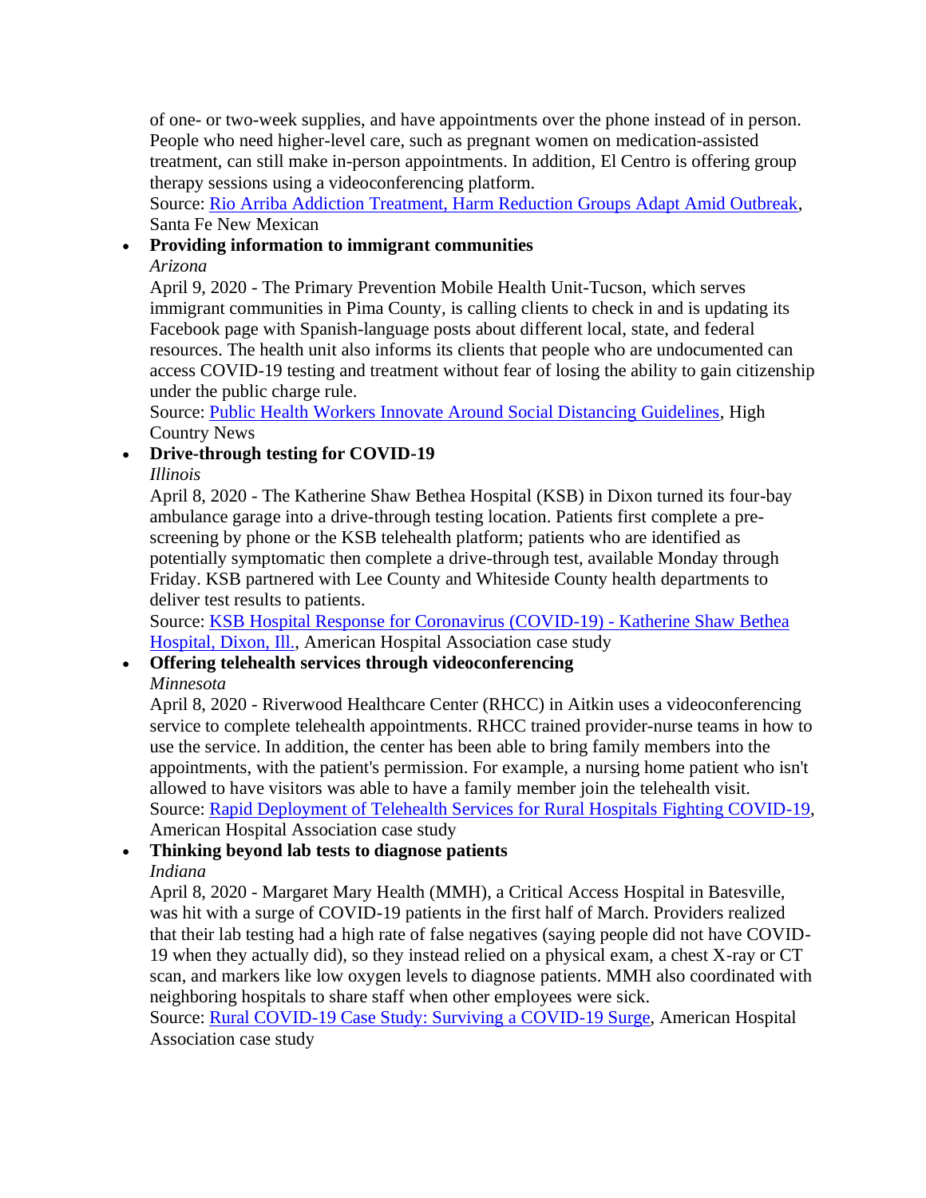of one- or two-week supplies, and have appointments over the phone instead of in person. People who need higher-level care, such as pregnant women on medication-assisted treatment, can still make in-person appointments. In addition, El Centro is offering group therapy sessions using a videoconferencing platform.
Source: [Rio Arriba Addiction Treatment, Harm Reduction Groups Adapt Amid Outbreak](), Santa Fe New Mexican

- **Providing information to immigrant communities**
  *Arizona*
  April 9, 2020 - The Primary Prevention Mobile Health Unit-Tucson, which serves immigrant communities in Pima County, is calling clients to check in and is updating its Facebook page with Spanish-language posts about different local, state, and federal resources. The health unit also informs its clients that people who are undocumented can access COVID-19 testing and treatment without fear of losing the ability to gain citizenship under the public charge rule.
  Source: [Public Health Workers Innovate Around Social Distancing Guidelines](), High Country News
- **Drive-through testing for COVID-19**
  *Illinois*
  April 8, 2020 - The Katherine Shaw Bethea Hospital (KSB) in Dixon turned its four-bay ambulance garage into a drive-through testing location. Patients first complete a pre-screening by phone or the KSB telehealth platform; patients who are identified as potentially symptomatic then complete a drive-through test, available Monday through Friday. KSB partnered with Lee County and Whiteside County health departments to deliver test results to patients.
  Source: [KSB Hospital Response for Coronavirus (COVID-19) - Katherine Shaw Bethea Hospital, Dixon, Ill.](), American Hospital Association case study
- **Offering telehealth services through videoconferencing**
  *Minnesota*
  April 8, 2020 - Riverwood Healthcare Center (RHCC) in Aitkin uses a videoconferencing service to complete telehealth appointments. RHCC trained provider-nurse teams in how to use the service. In addition, the center has been able to bring family members into the appointments, with the patient's permission. For example, a nursing home patient who isn't allowed to have visitors was able to have a family member join the telehealth visit.
  Source: [Rapid Deployment of Telehealth Services for Rural Hospitals Fighting COVID-19](), American Hospital Association case study
- **Thinking beyond lab tests to diagnose patients**
  *Indiana*
  April 8, 2020 - Margaret Mary Health (MMH), a Critical Access Hospital in Batesville, was hit with a surge of COVID-19 patients in the first half of March. Providers realized that their lab testing had a high rate of false negatives (saying people did not have COVID-19 when they actually did), so they instead relied on a physical exam, a chest X-ray or CT scan, and markers like low oxygen levels to diagnose patients. MMH also coordinated with neighboring hospitals to share staff when other employees were sick.
  Source: [Rural COVID-19 Case Study: Surviving a COVID-19 Surge](), American Hospital Association case study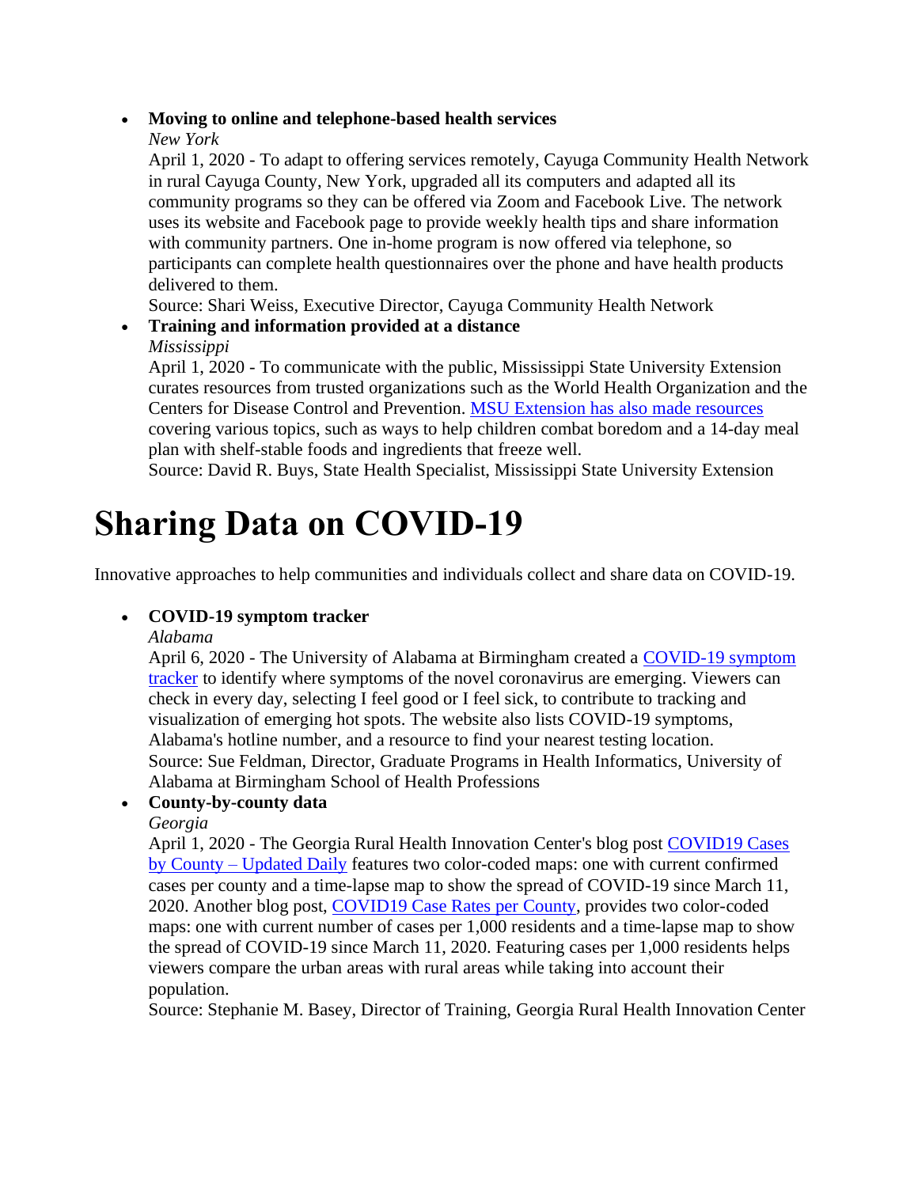- **Moving to online and telephone-based health services**
  *New York*
  April 1, 2020 - To adapt to offering services remotely, Cayuga Community Health Network in rural Cayuga County, New York, upgraded all its computers and adapted all its community programs so they can be offered via Zoom and Facebook Live. The network uses its website and Facebook page to provide weekly health tips and share information with community partners. One in-home program is now offered via telephone, so participants can complete health questionnaires over the phone and have health products delivered to them.
  Source: Shari Weiss, Executive Director, Cayuga Community Health Network
- **Training and information provided at a distance**
  *Mississippi*
  April 1, 2020 - To communicate with the public, Mississippi State University Extension curates resources from trusted organizations such as the World Health Organization and the Centers for Disease Control and Prevention. MSU Extension has also made resources covering various topics, such as ways to help children combat boredom and a 14-day meal plan with shelf-stable foods and ingredients that freeze well.
  Source: David R. Buys, State Health Specialist, Mississippi State University Extension

# Sharing Data on COVID-19

Innovative approaches to help communities and individuals collect and share data on COVID-19.

- **COVID-19 symptom tracker**
  *Alabama*
  April 6, 2020 - The University of Alabama at Birmingham created a COVID-19 symptom tracker to identify where symptoms of the novel coronavirus are emerging. Viewers can check in every day, selecting I feel good or I feel sick, to contribute to tracking and visualization of emerging hot spots. The website also lists COVID-19 symptoms, Alabama's hotline number, and a resource to find your nearest testing location.
  Source: Sue Feldman, Director, Graduate Programs in Health Informatics, University of Alabama at Birmingham School of Health Professions
- **County-by-county data**
  *Georgia*
  April 1, 2020 - The Georgia Rural Health Innovation Center's blog post COVID19 Cases by County – Updated Daily features two color-coded maps: one with current confirmed cases per county and a time-lapse map to show the spread of COVID-19 since March 11, 2020. Another blog post, COVID19 Case Rates per County, provides two color-coded maps: one with current number of cases per 1,000 residents and a time-lapse map to show the spread of COVID-19 since March 11, 2020. Featuring cases per 1,000 residents helps viewers compare the urban areas with rural areas while taking into account their population.
  Source: Stephanie M. Basey, Director of Training, Georgia Rural Health Innovation Center